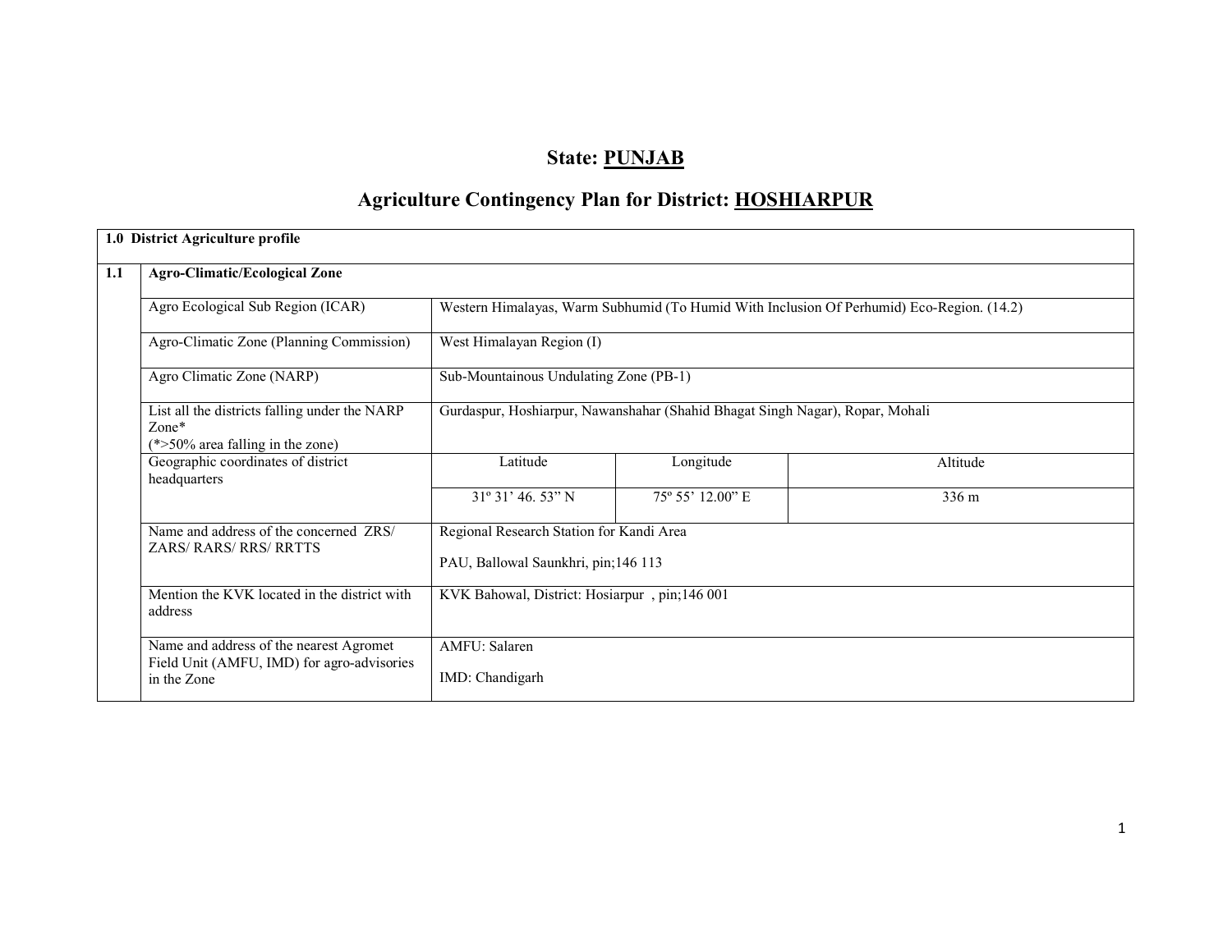# State: PUNJAB

## Agriculture Contingency Plan for District: HOSHIARPUR

| 1.0 District Agriculture profile | | | | |
|---|---|---|---|---|
| **1.1** | **Agro-Climatic/Ecological Zone** | | | |
| | Agro Ecological Sub Region (ICAR) | Western Himalayas, Warm Subhumid (To Humid With Inclusion Of Perhumid) Eco-Region. (14.2) | | |
| | Agro-Climatic Zone (Planning Commission) | West Himalayan Region (I) | | |
| | Agro Climatic Zone (NARP) | Sub-Mountainous Undulating Zone (PB-1) | | |
| | List all the districts falling under the NARP Zone* (*>50% area falling in the zone) | Gurdaspur, Hoshiarpur, Nawanshahar (Shahid Bhagat Singh Nagar), Ropar, Mohali | | |
| | Geographic coordinates of district headquarters | Latitude | Longitude | Altitude |
| | | 31º 31' 46. 53" N | 75º 55' 12.00" E | 336 m |
| | Name and address of the concerned ZRS/ ZARS/ RARS/ RRS/ RRTTS | Regional Research Station for Kandi Area<br>PAU, Ballowal Saunkhri, pin;146 113 | | |
| | Mention the KVK located in the district with address | KVK Bahowal, District: Hosiarpur , pin;146 001 | | |
| | Name and address of the nearest Agromet Field Unit (AMFU, IMD) for agro-advisories in the Zone | AMFU: Salaren<br>IMD: Chandigarh | | |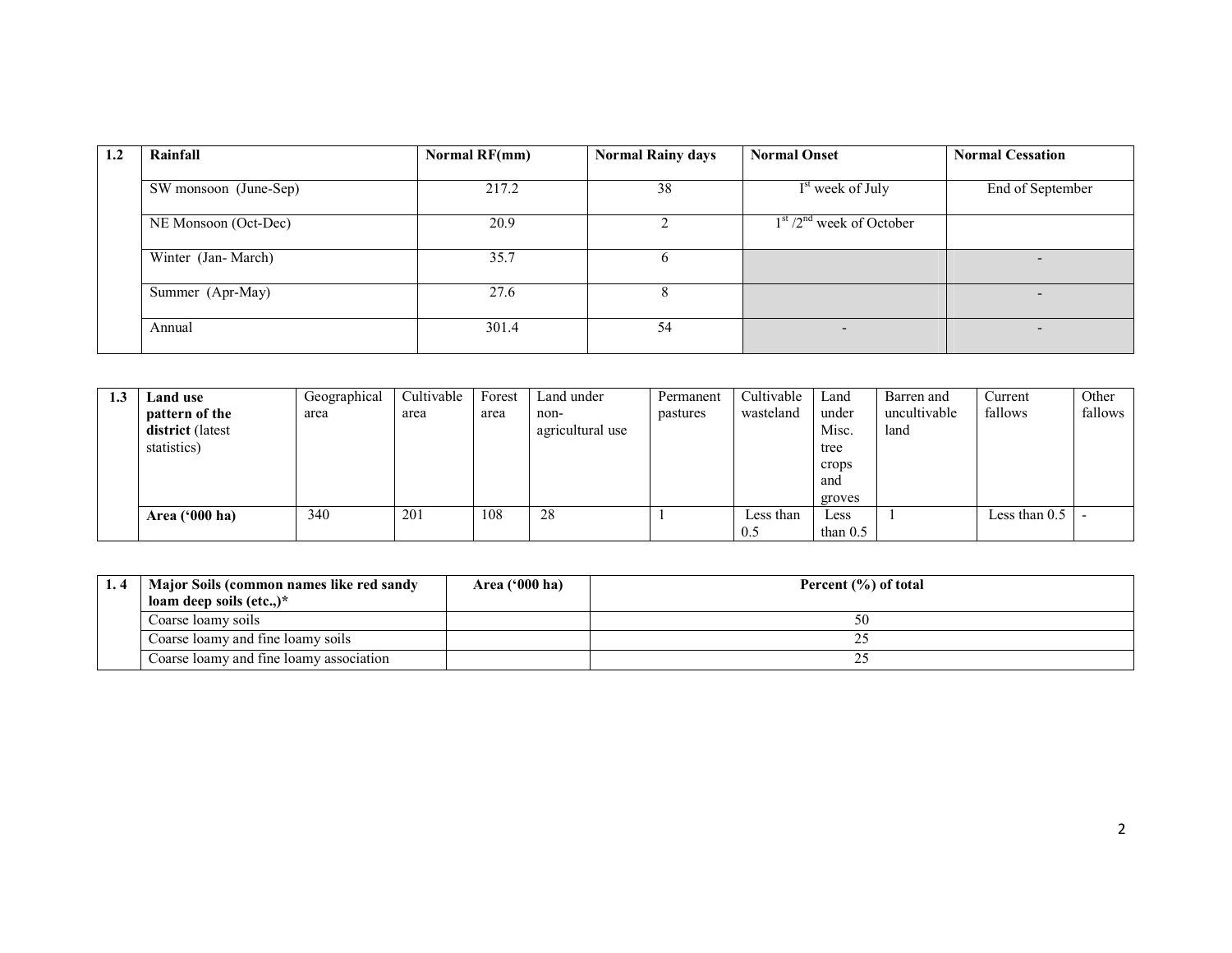| 1.2 | Rainfall | Normal RF(mm) | Normal Rainy days | Normal Onset | Normal Cessation |
|---|---|---|---|---|---|
| | SW monsoon (June-Sep) | 217.2 | 38 | I[st] week of July | End of September |
| | NE Monsoon (Oct-Dec) | 20.9 | 2 | 1[st] /2[nd] week of October | |
| | Winter (Jan- March) | 35.7 | 6 | | - |
| | Summer (Apr-May) | 27.6 | 8 | | - |
| | Annual | 301.4 | 54 | - | - |

| 1.3 | **Land use pattern of the district** (latest statistics) | Geographical area | Cultivable area | Forest area | Land under non-agricultural use | Permanent pastures | Cultivable wasteland | Land under Misc. tree crops and groves | Barren and uncultivable land | Current fallows | Other fallows |
|---|---|---|---|---|---|---|---|---|---|---|---|
| | **Area ('000 ha)** | 340 | 201 | 108 | 28 | 1 | Less than 0.5 | Less than 0.5 | 1 | Less than 0.5 | - |

| 1. 4 | **Major Soils (common names like red sandy loam deep soils (etc.,)*** | **Area ('000 ha)** | **Percent (%) of total** |
|---|---|---|---|
| | Coarse loamy soils | | 50 |
| | Coarse loamy and fine loamy soils | | 25 |
| | Coarse loamy and fine loamy association | | 25 |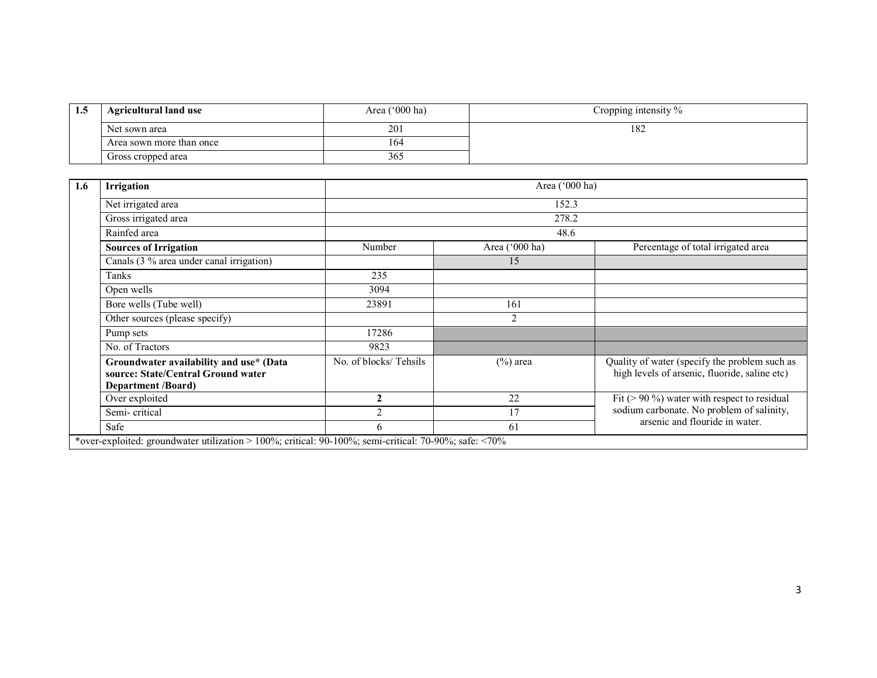| 1.5 | Agricultural land use | Area ('000 ha) | Cropping intensity % |
|---|---|---|---|
| | Net sown area | 201 | 182 |
| | Area sown more than once | 164 | |
| | Gross cropped area | 365 | |

| 1.6 | Irrigation | Area ('000 ha) | | |
|---|---|---|---|---|
| | Net irrigated area | 152.3 | | |
| | Gross irrigated area | 278.2 | | |
| | Rainfed area | 48.6 | | |
| | **Sources of Irrigation** | Number | Area ('000 ha) | Percentage of total irrigated area |
| | Canals (3 % area under canal irrigation) | | 15 | |
| | Tanks | 235 | | |
| | Open wells | 3094 | | |
| | Bore wells (Tube well) | 23891 | 161 | |
| | Other sources (please specify) | | 2 | |
| | Pump sets | 17286 | | |
| | No. of Tractors | 9823 | | |
| | **Groundwater availability and use* (Data source: State/Central Ground water Department /Board)** | No. of blocks/ Tehsils | (%) area | Quality of water (specify the problem such as high levels of arsenic, fluoride, saline etc) |
| | Over exploited | **2** | 22 | Fit (> 90 %) water with respect to residual sodium carbonate. No problem of salinity, arsenic and flouride in water. |
| | Semi- critical | 2 | 17 | |
| | Safe | 6 | 61 | |

*over-exploited: groundwater utilization > 100%; critical: 90-100%; semi-critical: 70-90%; safe: <70%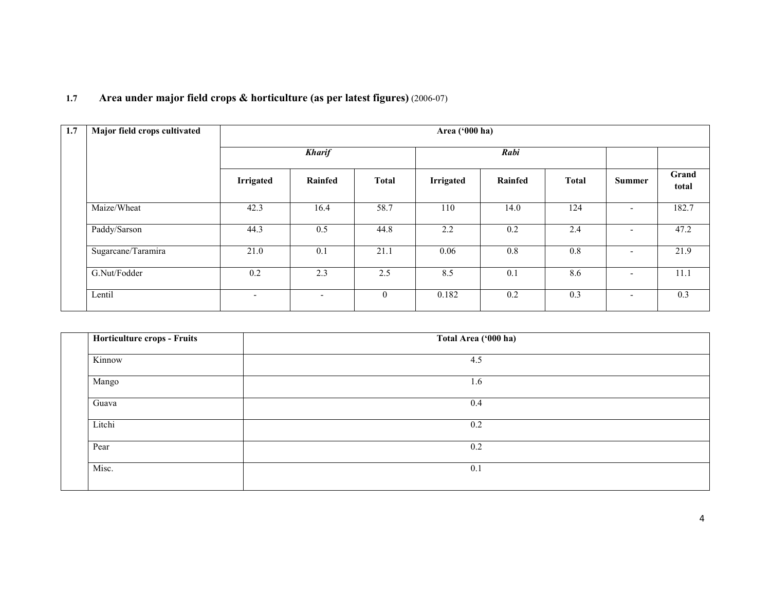## 1.7 Area under major field crops & horticulture (as per latest figures) (2006-07)

| 1.7 | Major field crops cultivated | Area ('000 ha) | | | | | | | |
|---|---|---|---|---|---|---|---|---|---|
| | | ***Kharif*** | | | ***Rabi*** | | | | |
| | | **Irrigated** | **Rainfed** | **Total** | **Irrigated** | **Rainfed** | **Total** | **Summer** | **Grand total** |
| | Maize/Wheat | 42.3 | 16.4 | 58.7 | 110 | 14.0 | 124 | - | 182.7 |
| | Paddy/Sarson | 44.3 | 0.5 | 44.8 | 2.2 | 0.2 | 2.4 | - | 47.2 |
| | Sugarcane/Taramira | 21.0 | 0.1 | 21.1 | 0.06 | 0.8 | 0.8 | - | 21.9 |
| | G.Nut/Fodder | 0.2 | 2.3 | 2.5 | 8.5 | 0.1 | 8.6 | - | 11.1 |
| | Lentil | - | - | 0 | 0.182 | 0.2 | 0.3 | - | 0.3 |

| | Horticulture crops - Fruits | Total Area ('000 ha) |
|---|---|---|
| | Kinnow | 4.5 |
| | Mango | 1.6 |
| | Guava | 0.4 |
| | Litchi | 0.2 |
| | Pear | 0.2 |
| | Misc. | 0.1 |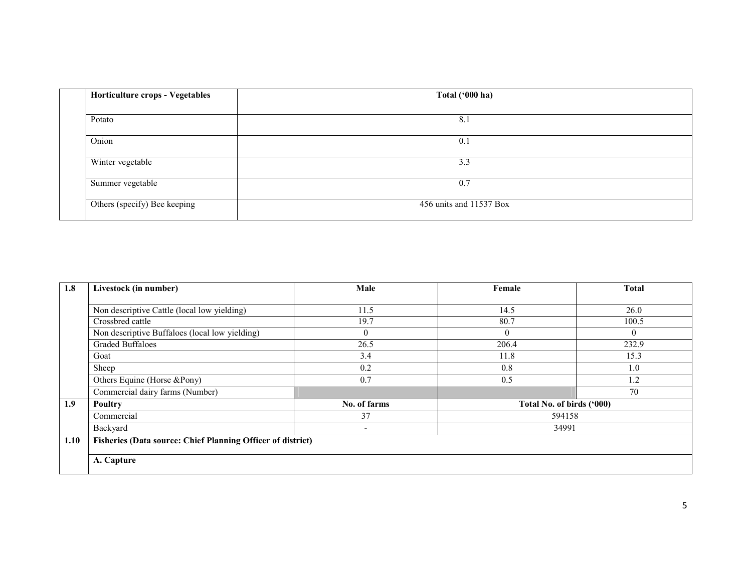| | Horticulture crops - Vegetables | Total ('000 ha) |
|---|---|---|
| | Potato | 8.1 |
| | Onion | 0.1 |
| | Winter vegetable | 3.3 |
| | Summer vegetable | 0.7 |
| | Others (specify) Bee keeping | 456 units and 11537 Box |

| 1.8 | Livestock (in number) | Male | Female | Total |
|---|---|---|---|---|
| | Non descriptive Cattle (local low yielding) | 11.5 | 14.5 | 26.0 |
| | Crossbred cattle | 19.7 | 80.7 | 100.5 |
| | Non descriptive Buffaloes (local low yielding) | 0 | 0 | 0 |
| | Graded Buffaloes | 26.5 | 206.4 | 232.9 |
| | Goat | 3.4 | 11.8 | 15.3 |
| | Sheep | 0.2 | 0.8 | 1.0 |
| | Others Equine (Horse &Pony) | 0.7 | 0.5 | 1.2 |
| | Commercial dairy farms (Number) | | | 70 |
| **1.9** | **Poultry** | **No. of farms** | **Total No. of birds ('000)** | |
| | Commercial | 37 | 594158 | |
| | Backyard | - | 34991 | |
| **1.10** | **Fisheries (Data source: Chief Planning Officer of district)** | | | |
| | **A. Capture** | | | |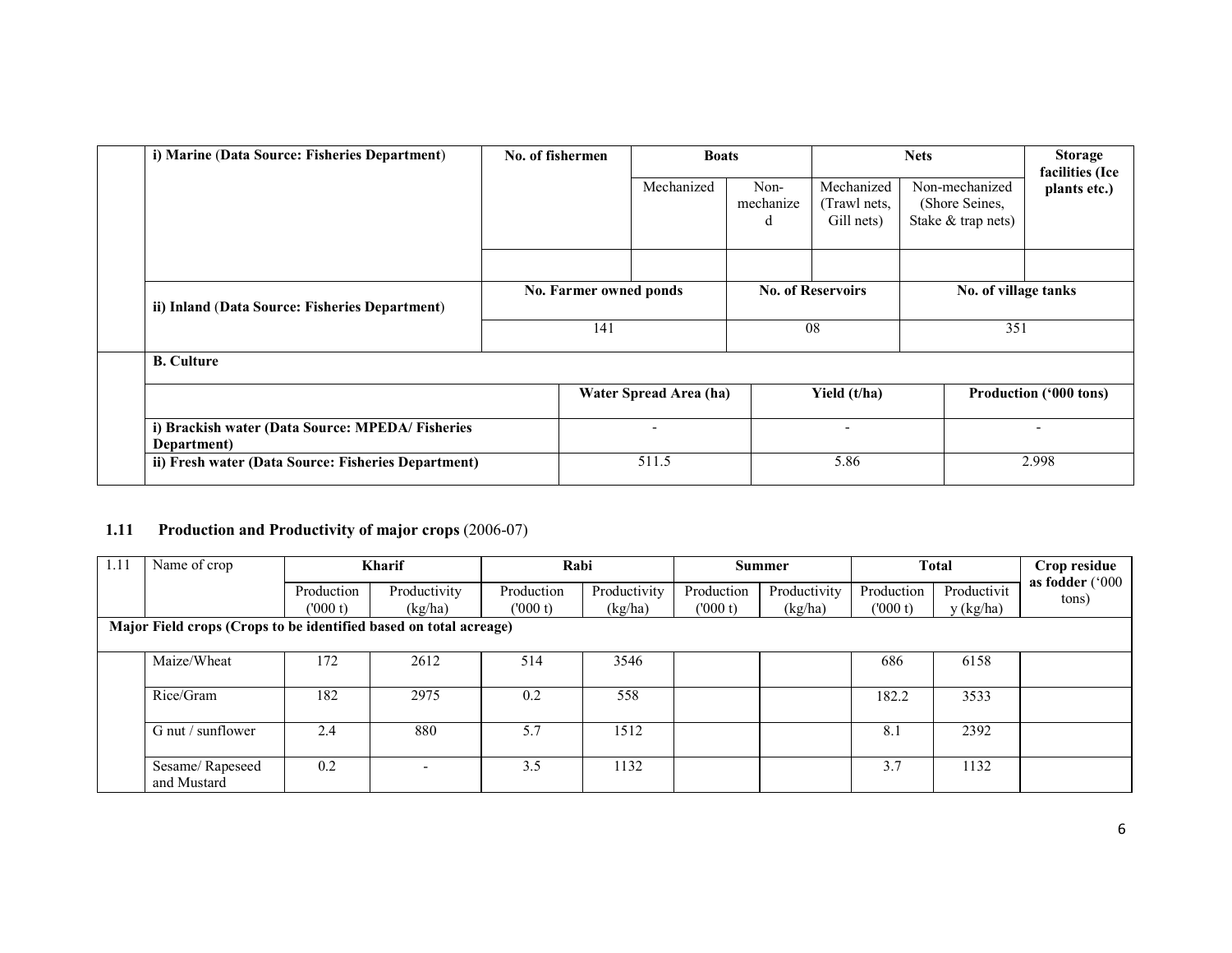| | i) Marine (Data Source: Fisheries Department) | No. of fishermen | Boats | | Nets | | Storage facilities (Ice plants etc.) |
|---|---|---|---|---|---|---|---|
| | | | Mechanized | Non-mechanized | Mechanized (Trawl nets, Gill nets) | Non-mechanized (Shore Seines, Stake & trap nets) | |
| | | | | | | | |
| | ii) Inland (Data Source: Fisheries Department) | No. Farmer owned ponds | | No. of Reservoirs | | No. of village tanks | |
| | | 141 | | 08 | | 351 | |

| | B. Culture | | | |
|---|---|---|---|---|
| | | Water Spread Area (ha) | Yield (t/ha) | Production ('000 tons) |
| | i) Brackish water (Data Source: MPEDA/ Fisheries Department) | - | - | - |
| | ii) Fresh water (Data Source: Fisheries Department) | 511.5 | 5.86 | 2.998 |

## 1.11 Production and Productivity of major crops (2006-07)

| 1.11 | Name of crop | Kharif | | Rabi | | Summer | | Total | | Crop residue as fodder ('000 tons) |
|---|---|---|---|---|---|---|---|---|---|---|
| | | Production ('000 t) | Productivity (kg/ha) | Production ('000 t) | Productivity (kg/ha) | Production ('000 t) | Productivity (kg/ha) | Production ('000 t) | Productivity (kg/ha) | |
| **Major Field crops (Crops to be identified based on total acreage)** | | | | | | | | | | |
| | Maize/Wheat | 172 | 2612 | 514 | 3546 | | | 686 | 6158 | |
| | Rice/Gram | 182 | 2975 | 0.2 | 558 | | | 182.2 | 3533 | |
| | G nut / sunflower | 2.4 | 880 | 5.7 | 1512 | | | 8.1 | 2392 | |
| | Sesame/ Rapeseed and Mustard | 0.2 | - | 3.5 | 1132 | | | 3.7 | 1132 | |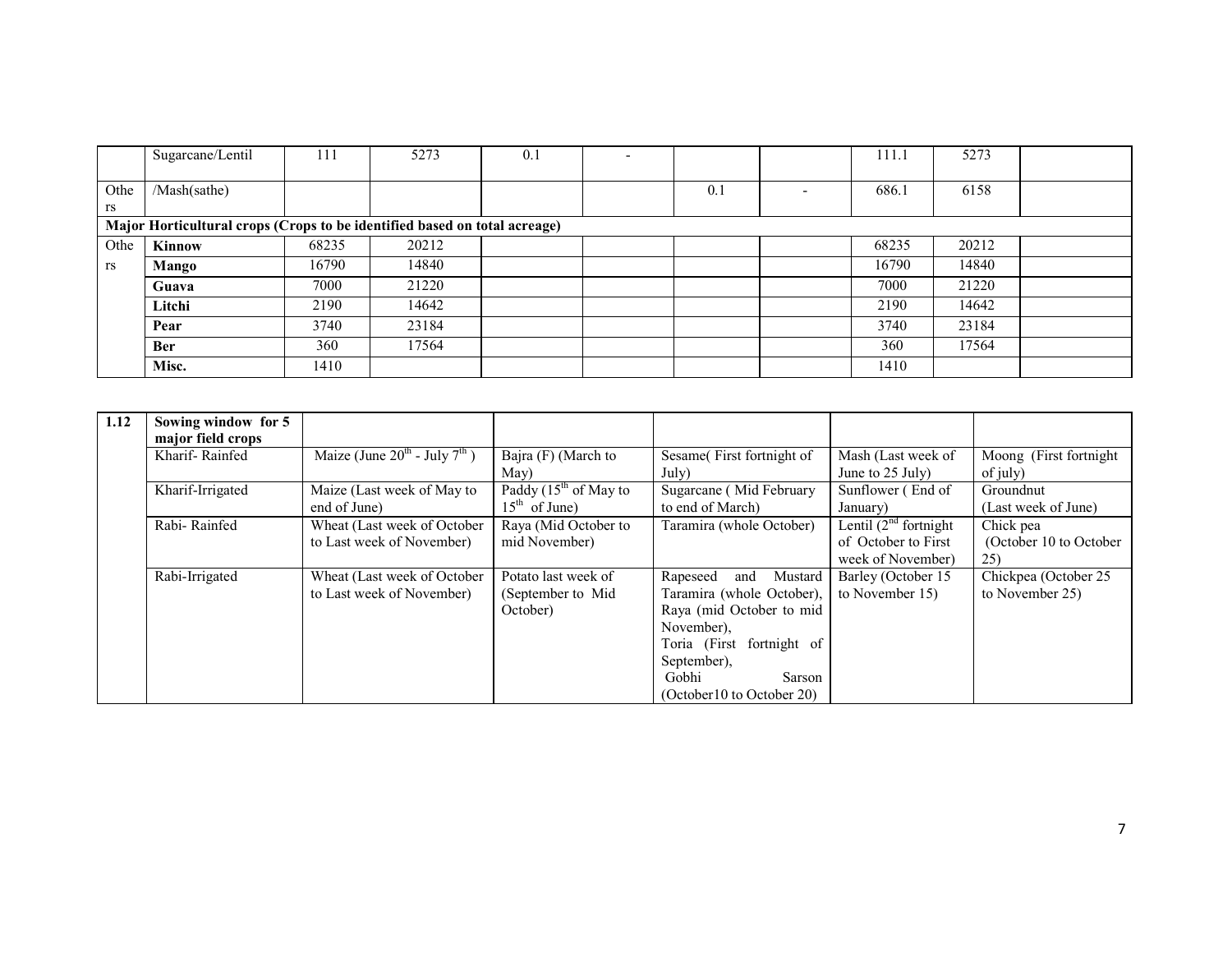|  | Sugarcane/Lentil | 111 | 5273 | 0.1 | - |  |  | 111.1 | 5273 |  |
|---|---|---|---|---|---|---|---|---|---|---|
| Others | /Mash(sathe) |  |  |  |  | 0.1 | - | 686.1 | 6158 |  |
| **Major Horticultural crops (Crops to be identified based on total acreage)** |  |  |  |  |  |  |  |  |  |  |
| Others | **Kinnow** | 68235 | 20212 |  |  |  |  | 68235 | 20212 |  |
|  | **Mango** | 16790 | 14840 |  |  |  |  | 16790 | 14840 |  |
|  | **Guava** | 7000 | 21220 |  |  |  |  | 7000 | 21220 |  |
|  | **Litchi** | 2190 | 14642 |  |  |  |  | 2190 | 14642 |  |
|  | **Pear** | 3740 | 23184 |  |  |  |  | 3740 | 23184 |  |
|  | **Ber** | 360 | 17564 |  |  |  |  | 360 | 17564 |  |
|  | **Misc.** | 1410 |  |  |  |  |  | 1410 |  |  |

| 1.12 | Sowing window for 5 major field crops |  |  |  |  |  |
|---|---|---|---|---|---|---|
|  | Kharif- Rainfed | Maize (June 20th - July 7th ) | Bajra (F) (March to May) | Sesame( First fortnight of July) | Mash (Last week of June to 25 July) | Moong (First fortnight of july) |
|  | Kharif-Irrigated | Maize (Last week of May to end of June) | Paddy (15th of May to 15th of June) | Sugarcane ( Mid February to end of March) | Sunflower ( End of January) | Groundnut (Last week of June) |
|  | Rabi- Rainfed | Wheat (Last week of October to Last week of November) | Raya (Mid October to mid November) | Taramira (whole October) | Lentil (2nd fortnight of October to First week of November) | Chick pea (October 10 to October 25) |
|  | Rabi-Irrigated | Wheat (Last week of October to Last week of November) | Potato last week of (September to Mid October) | Rapeseed and Mustard Taramira (whole October), Raya (mid October to mid November), Toria (First fortnight of September), Gobhi Sarson (October10 to October 20) | Barley (October 15 to November 15) | Chickpea (October 25 to November 25) |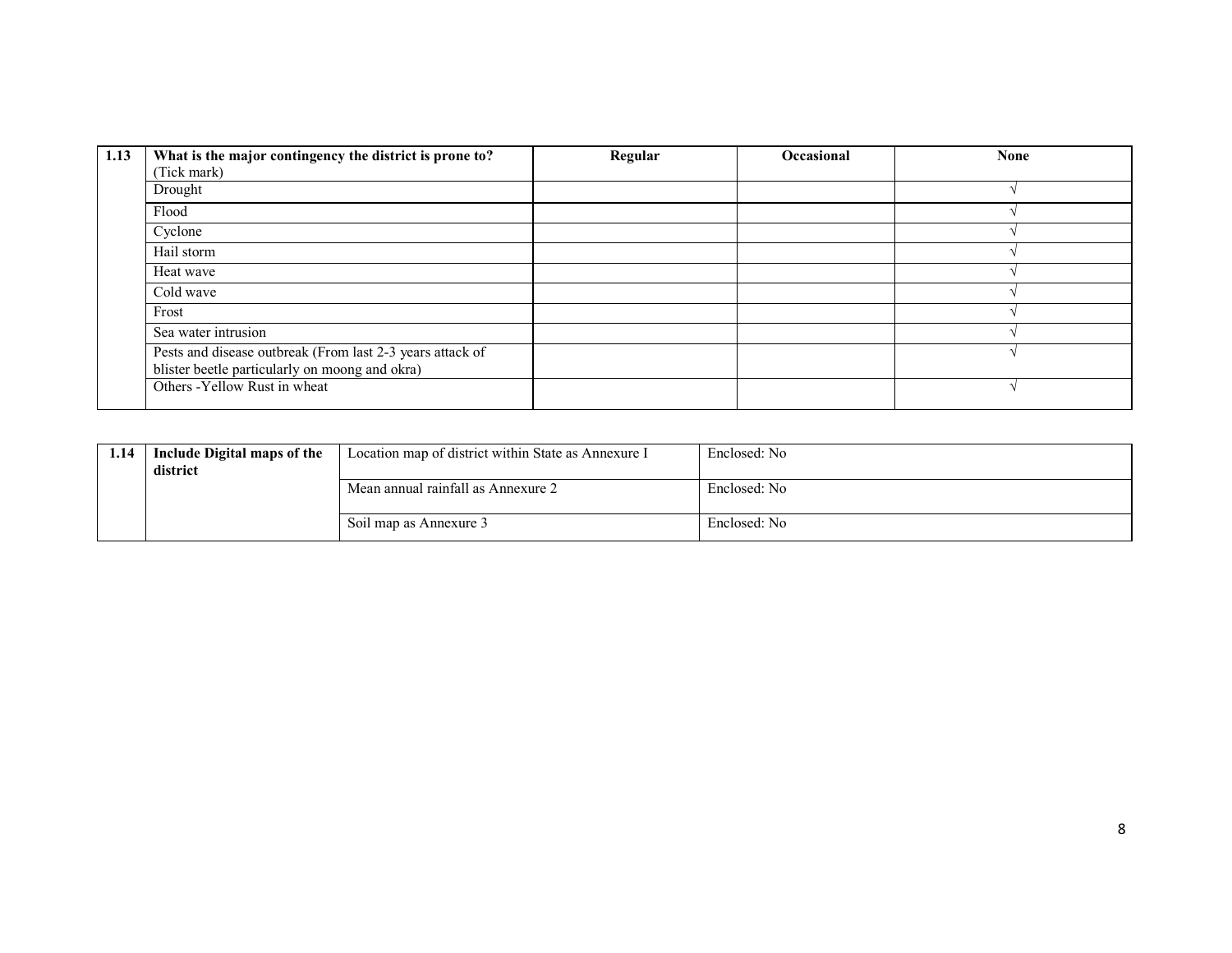| 1.13 | What is the major contingency the district is prone to? (Tick mark) | Regular | Occasional | None |
|---|---|---|---|---|
| | Drought | | | √ |
| | Flood | | | √ |
| | Cyclone | | | √ |
| | Hail storm | | | √ |
| | Heat wave | | | √ |
| | Cold wave | | | √ |
| | Frost | | | √ |
| | Sea water intrusion | | | √ |
| | Pests and disease outbreak (From last 2-3 years attack of blister beetle particularly on moong and okra) | | | √ |
| | Others -Yellow Rust in wheat | | | √ |

| 1.14 | Include Digital maps of the district | Location map of district within State as Annexure I | Enclosed: No |
|---|---|---|---|
| | | Mean annual rainfall as Annexure 2 | Enclosed: No |
| | | Soil map as Annexure 3 | Enclosed: No |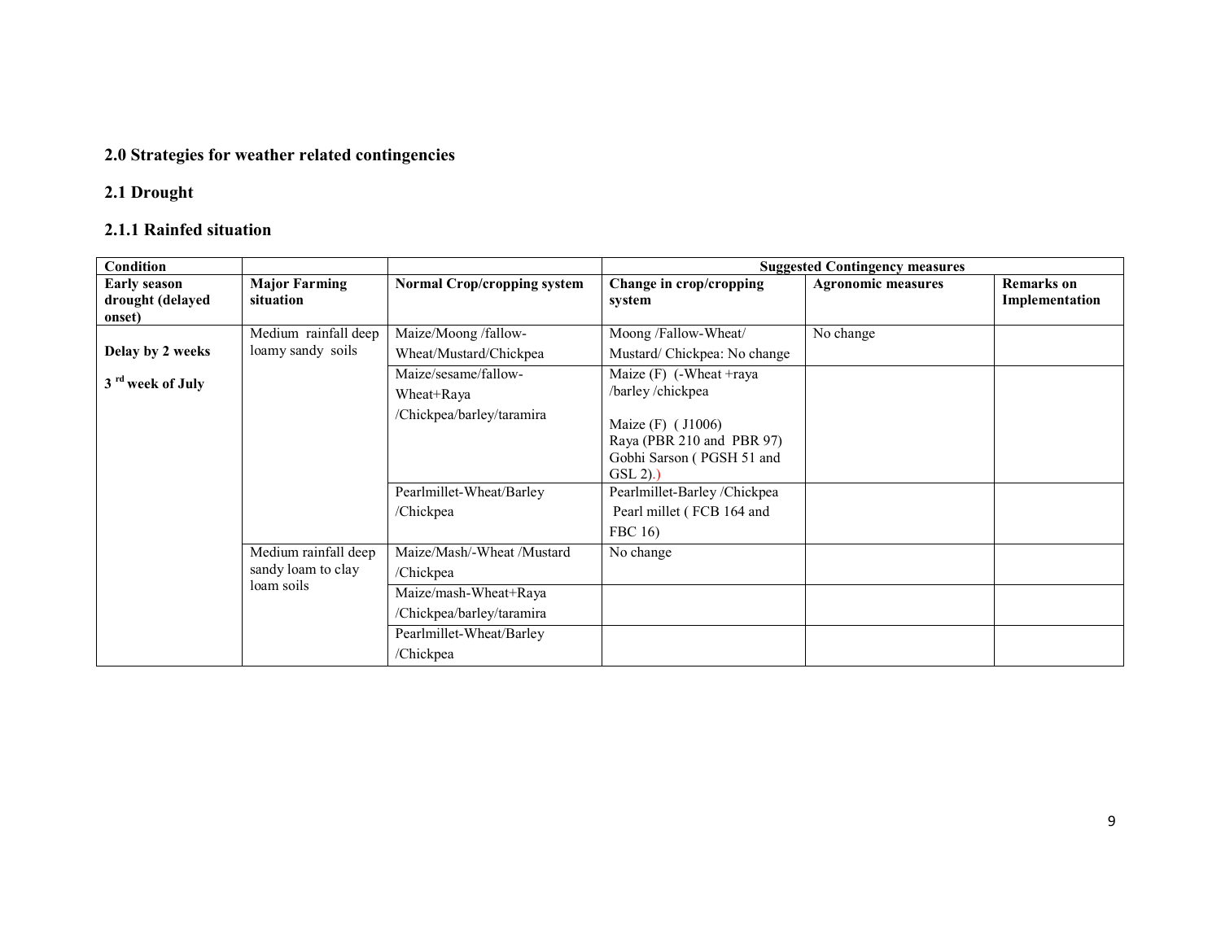## 2.0 Strategies for weather related contingencies

### 2.1 Drought

#### 2.1.1 Rainfed situation

| Condition | | | Suggested Contingency measures | | |
|---|---|---|---|---|---|
| **Early season drought (delayed onset)** | **Major Farming situation** | **Normal Crop/cropping system** | **Change in crop/cropping system** | **Agronomic measures** | **Remarks on Implementation** |
| **Delay by 2 weeks**<br><br>**3 rd week of July** | Medium rainfall deep loamy sandy soils | Maize/Moong /fallow-Wheat/Mustard/Chickpea | Moong /Fallow-Wheat/ Mustard/ Chickpea: No change | No change | |
| | | Maize/sesame/fallow-Wheat+Raya /Chickpea/barley/taramira | Maize (F) (-Wheat +raya /barley /chickpea<br><br>Maize (F) ( J1006)<br>Raya (PBR 210 and PBR 97)<br>Gobhi Sarson ( PGSH 51 and GSL 2).) | | |
| | | Pearlmillet-Wheat/Barley /Chickpea | Pearlmillet-Barley /Chickpea<br>Pearl millet ( FCB 164 and FBC 16) | | |
| | Medium rainfall deep sandy loam to clay loam soils | Maize/Mash/-Wheat /Mustard /Chickpea | No change | | |
| | | Maize/mash-Wheat+Raya /Chickpea/barley/taramira | | | |
| | | Pearlmillet-Wheat/Barley /Chickpea | | | |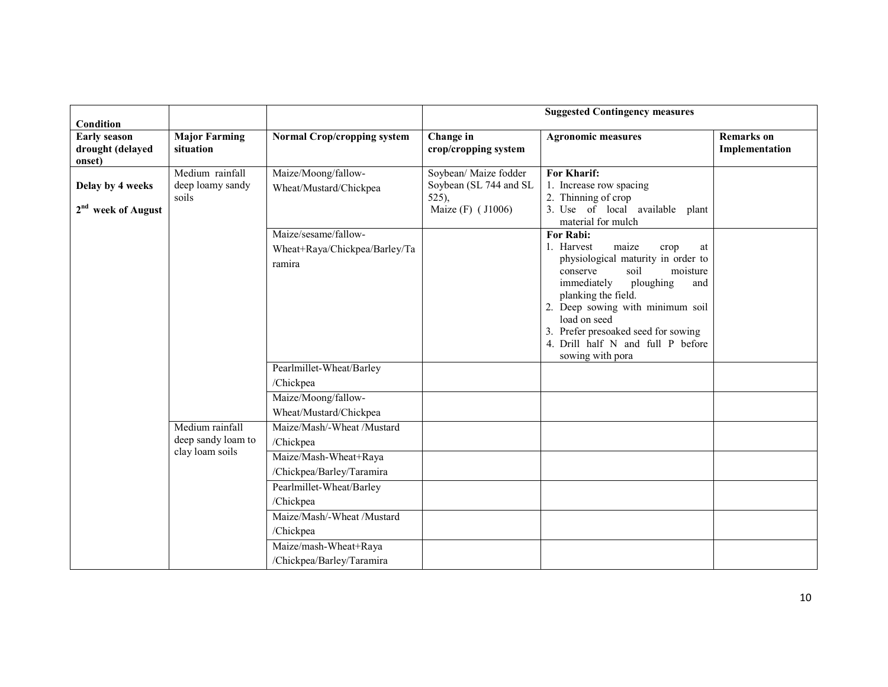| Condition | | | Suggested Contingency measures | | |
|---|---|---|---|---|---|
| **Early season drought (delayed onset)** | **Major Farming situation** | **Normal Crop/cropping system** | **Change in crop/cropping system** | **Agronomic measures** | **Remarks on Implementation** |
| **Delay by 4 weeks**<br>**2nd week of August** | Medium rainfall deep loamy sandy soils | Maize/Moong/fallow-Wheat/Mustard/Chickpea | Soybean/ Maize fodder Soybean (SL 744 and SL 525),<br>Maize (F) ( J1006) | **For Kharif:**<br>1. Increase row spacing<br>2. Thinning of crop<br>3. Use of local available plant material for mulch | |
| | | Maize/sesame/fallow-Wheat+Raya/Chickpea/Barley/Taramira | | **For Rabi:**<br>1. Harvest maize crop at physiological maturity in order to conserve soil moisture immediately ploughing and planking the field.<br>2. Deep sowing with minimum soil load on seed<br>3. Prefer presoaked seed for sowing<br>4. Drill half N and full P before sowing with pora | |
| | | Pearlmillet-Wheat/Barley /Chickpea | | | |
| | | Maize/Moong/fallow-Wheat/Mustard/Chickpea | | | |
| | Medium rainfall deep sandy loam to clay loam soils | Maize/Mash/-Wheat /Mustard /Chickpea | | | |
| | | Maize/Mash-Wheat+Raya /Chickpea/Barley/Taramira | | | |
| | | Pearlmillet-Wheat/Barley /Chickpea | | | |
| | | Maize/Mash/-Wheat /Mustard /Chickpea | | | |
| | | Maize/mash-Wheat+Raya /Chickpea/Barley/Taramira | | | |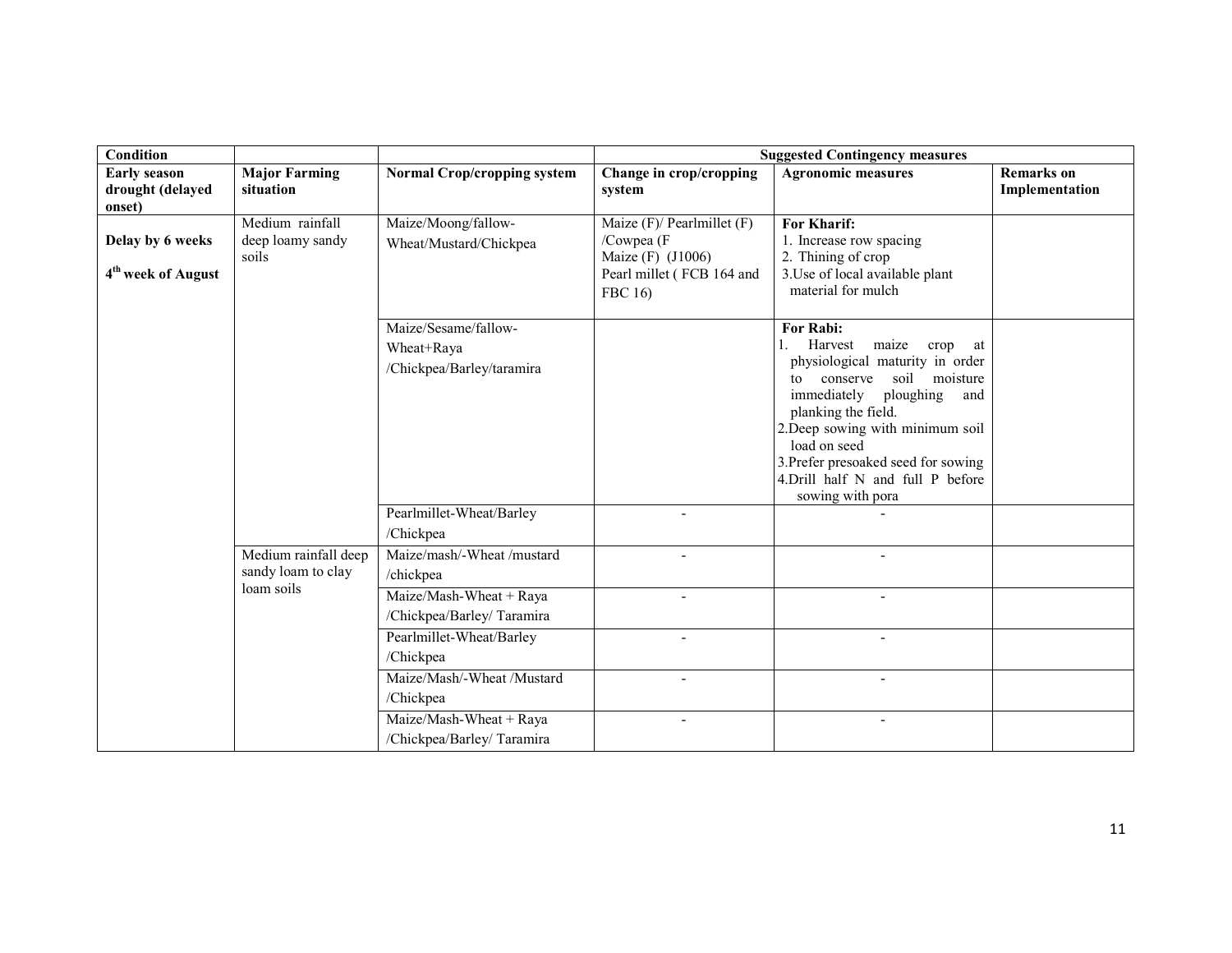| Condition | | | Suggested Contingency measures | | |
|---|---|---|---|---|---|
| **Early season drought (delayed onset)** | **Major Farming situation** | **Normal Crop/cropping system** | **Change in crop/cropping system** | **Agronomic measures** | **Remarks on Implementation** |
| **Delay by 6 weeks**<br><br>**4th week of August** | Medium rainfall deep loamy sandy soils | Maize/Moong/fallow-Wheat/Mustard/Chickpea | Maize (F)/ Pearlmillet (F) /Cowpea (F<br>Maize (F) (J1006)<br>Pearl millet ( FCB 164 and FBC 16) | **For Kharif:**<br>1. Increase row spacing<br>2. Thining of crop<br>3.Use of local available plant material for mulch | |
| | | Maize/Sesame/fallow-Wheat+Raya /Chickpea/Barley/taramira | | **For Rabi:**<br>1. Harvest maize crop at physiological maturity in order to conserve soil moisture immediately ploughing and planking the field.<br>2.Deep sowing with minimum soil load on seed<br>3.Prefer presoaked seed for sowing<br>4.Drill half N and full P before sowing with pora | |
| | | Pearlmillet-Wheat/Barley /Chickpea | - | - | |
| | Medium rainfall deep sandy loam to clay loam soils | Maize/mash/-Wheat /mustard /chickpea | - | - | |
| | | Maize/Mash-Wheat + Raya /Chickpea/Barley/ Taramira | - | - | |
| | | Pearlmillet-Wheat/Barley /Chickpea | - | - | |
| | | Maize/Mash/-Wheat /Mustard /Chickpea | - | - | |
| | | Maize/Mash-Wheat + Raya /Chickpea/Barley/ Taramira | - | - | |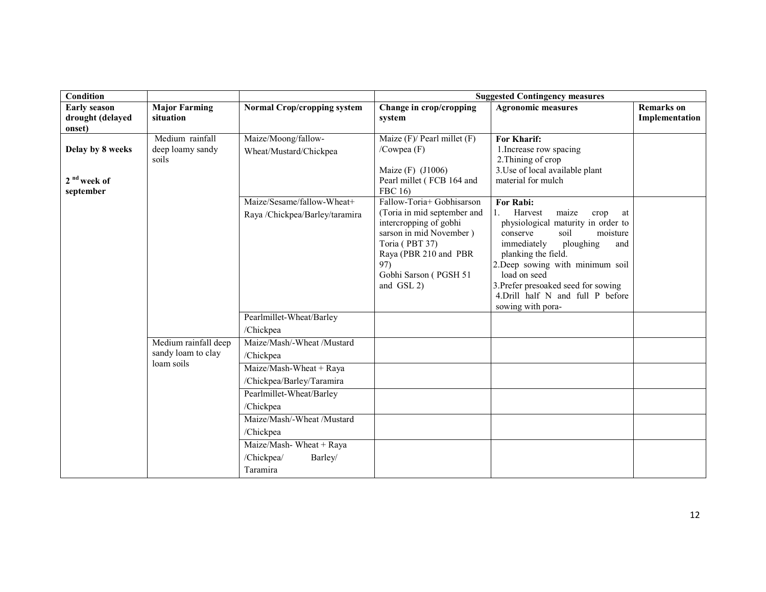| Condition | | | Suggested Contingency measures | | |
|---|---|---|---|---|---|
| **Early season drought (delayed onset)** | **Major Farming situation** | **Normal Crop/cropping system** | **Change in crop/cropping system** | **Agronomic measures** | **Remarks on Implementation** |
| **Delay by 8 weeks** **2 nd week of september** | Medium rainfall deep loamy sandy soils | Maize/Moong/fallow-Wheat/Mustard/Chickpea | Maize (F)/ Pearl millet (F) /Cowpea (F) Maize (F) (J1006) Pearl millet ( FCB 164 and FBC 16) | **For Kharif:** 1.Increase row spacing 2.Thining of crop 3.Use of local available plant material for mulch | |
| | | Maize/Sesame/fallow-Wheat+ Raya /Chickpea/Barley/taramira | Fallow-Toria+ Gobhisarson (Toria in mid september and intercropping of gobhi sarson in mid November ) Toria ( PBT 37) Raya (PBR 210 and PBR 97) Gobhi Sarson ( PGSH 51 and GSL 2) | **For Rabi:** 1. Harvest maize crop at physiological maturity in order to conserve soil moisture immediately ploughing and planking the field. 2.Deep sowing with minimum soil load on seed 3.Prefer presoaked seed for sowing 4.Drill half N and full P before sowing with pora- | |
| | | Pearlmillet-Wheat/Barley /Chickpea | | | |
| | Medium rainfall deep sandy loam to clay loam soils | Maize/Mash/-Wheat /Mustard /Chickpea | | | |
| | | Maize/Mash-Wheat + Raya /Chickpea/Barley/Taramira | | | |
| | | Pearlmillet-Wheat/Barley /Chickpea | | | |
| | | Maize/Mash/-Wheat /Mustard /Chickpea | | | |
| | | Maize/Mash- Wheat + Raya /Chickpea/ Barley/ Taramira | | | |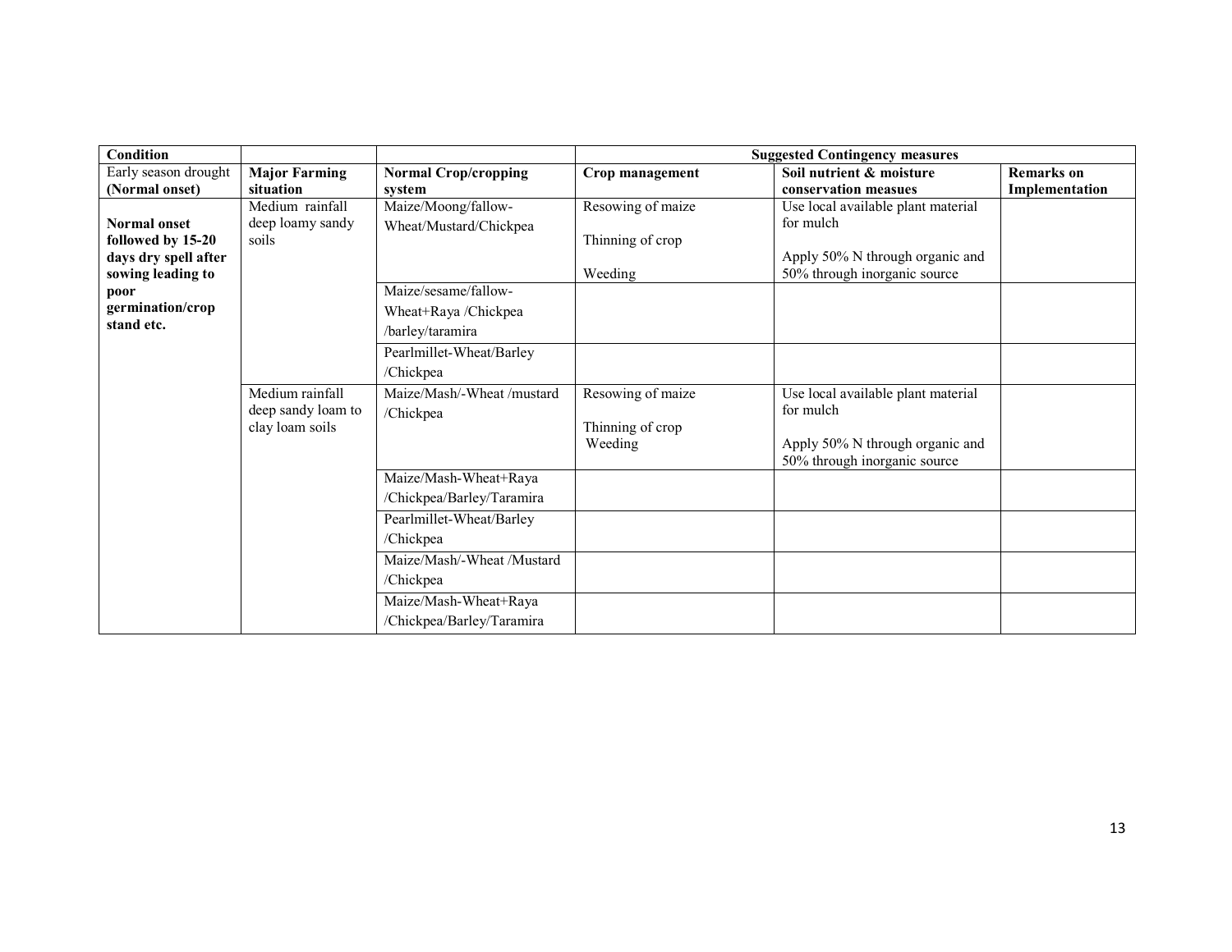| Condition | | | Suggested Contingency measures | | |
|---|---|---|---|---|---|
| Early season drought (Normal onset) | **Major Farming situation** | **Normal Crop/cropping system** | **Crop management** | **Soil nutrient & moisture conservation measues** | **Remarks on Implementation** |
| **Normal onset followed by 15-20 days dry spell after sowing leading to poor germination/crop stand etc.** | Medium rainfall deep loamy sandy soils | Maize/Moong/fallow-Wheat/Mustard/Chickpea | Resowing of maize<br><br>Thinning of crop<br><br>Weeding | Use local available plant material for mulch<br><br>Apply 50% N through organic and 50% through inorganic source | |
| | | Maize/sesame/fallow-Wheat+Raya /Chickpea /barley/taramira | | | |
| | | Pearlmillet-Wheat/Barley /Chickpea | | | |
| | Medium rainfall deep sandy loam to clay loam soils | Maize/Mash/-Wheat /mustard /Chickpea | Resowing of maize<br><br>Thinning of crop<br>Weeding | Use local available plant material for mulch<br><br>Apply 50% N through organic and 50% through inorganic source | |
| | | Maize/Mash-Wheat+Raya /Chickpea/Barley/Taramira | | | |
| | | Pearlmillet-Wheat/Barley /Chickpea | | | |
| | | Maize/Mash/-Wheat /Mustard /Chickpea | | | |
| | | Maize/Mash-Wheat+Raya /Chickpea/Barley/Taramira | | | |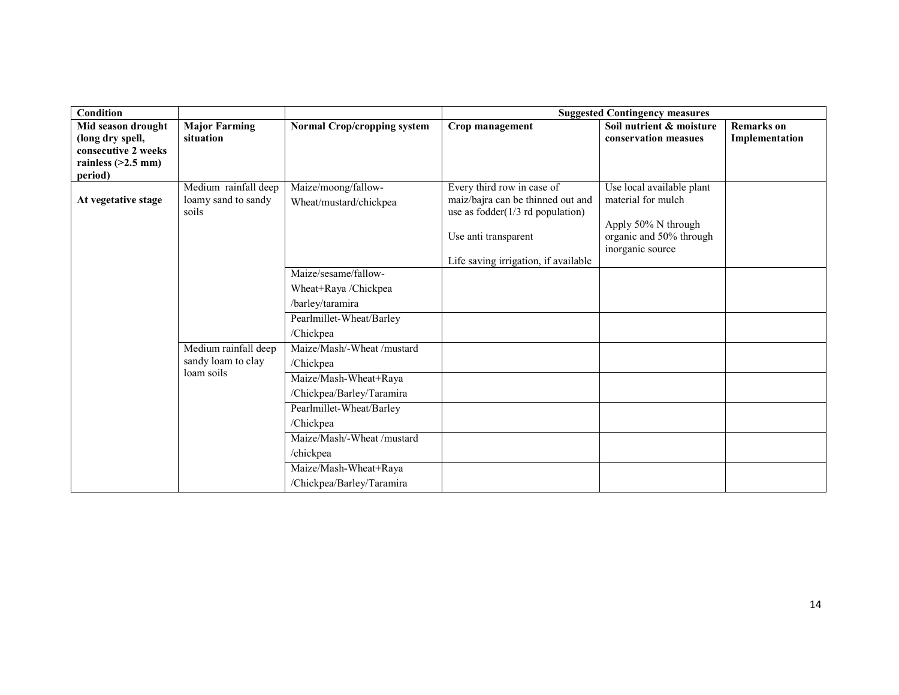| Condition | | | Suggested Contingency measures | | |
|---|---|---|---|---|---|
| **Mid season drought (long dry spell, consecutive 2 weeks rainless (>2.5 mm) period)** | **Major Farming situation** | **Normal Crop/cropping system** | **Crop management** | **Soil nutrient & moisture conservation measues** | **Remarks on Implementation** |
| **At vegetative stage** | Medium rainfall deep loamy sand to sandy soils | Maize/moong/fallow-Wheat/mustard/chickpea | Every third row in case of maiz/bajra can be thinned out and use as fodder(1/3 rd population)<br><br>Use anti transparent<br><br>Life saving irrigation, if available | Use local available plant material for mulch<br><br>Apply 50% N through organic and 50% through inorganic source | |
| | | Maize/sesame/fallow-Wheat+Raya /Chickpea /barley/taramira | | | |
| | | Pearlmillet-Wheat/Barley /Chickpea | | | |
| | Medium rainfall deep sandy loam to clay loam soils | Maize/Mash/-Wheat /mustard /Chickpea | | | |
| | | Maize/Mash-Wheat+Raya /Chickpea/Barley/Taramira | | | |
| | | Pearlmillet-Wheat/Barley /Chickpea | | | |
| | | Maize/Mash/-Wheat /mustard /chickpea | | | |
| | | Maize/Mash-Wheat+Raya /Chickpea/Barley/Taramira | | | |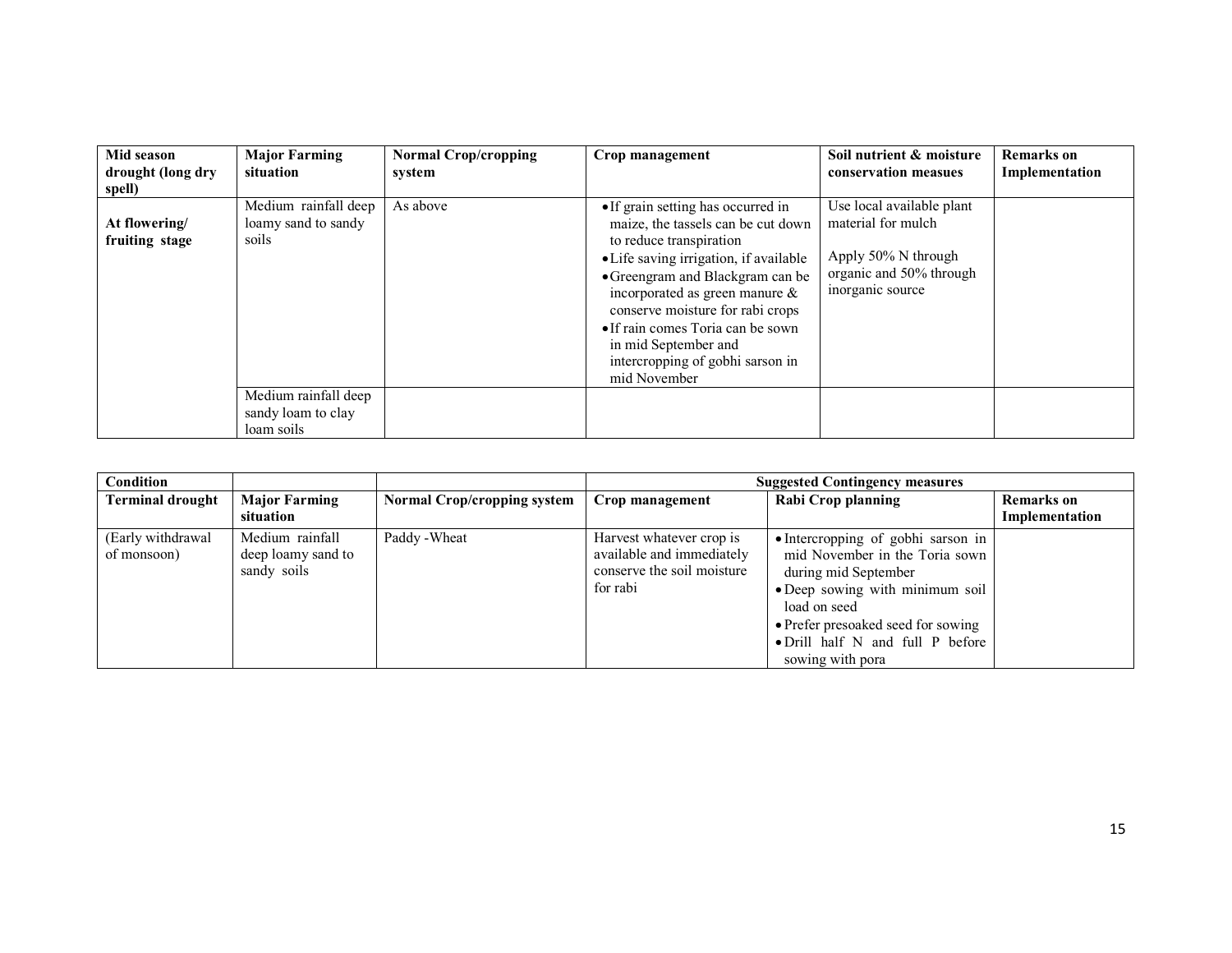| Mid season drought (long dry spell) | Major Farming situation | Normal Crop/cropping system | Crop management | Soil nutrient & moisture conservation measues | Remarks on Implementation |
|---|---|---|---|---|---|
| **At flowering/ fruiting stage** | Medium rainfall deep loamy sand to sandy soils | As above | • If grain setting has occurred in maize, the tassels can be cut down to reduce transpiration<br>• Life saving irrigation, if available<br>• Greengram and Blackgram can be incorporated as green manure & conserve moisture for rabi crops<br>• If rain comes Toria can be sown in mid September and intercropping of gobhi sarson in mid November | Use local available plant material for mulch<br><br>Apply 50% N through organic and 50% through inorganic source | |
| | Medium rainfall deep sandy loam to clay loam soils | | | | |

| Condition | | | Suggested Contingency measures | | |
|---|---|---|---|---|---|
| **Terminal drought** | **Major Farming situation** | **Normal Crop/cropping system** | **Crop management** | **Rabi Crop planning** | **Remarks on Implementation** |
| (Early withdrawal of monsoon) | Medium rainfall deep loamy sand to sandy soils | Paddy -Wheat | Harvest whatever crop is available and immediately conserve the soil moisture for rabi | • Intercropping of gobhi sarson in mid November in the Toria sown during mid September<br>• Deep sowing with minimum soil load on seed<br>• Prefer presoaked seed for sowing<br>• Drill half N and full P before sowing with pora | |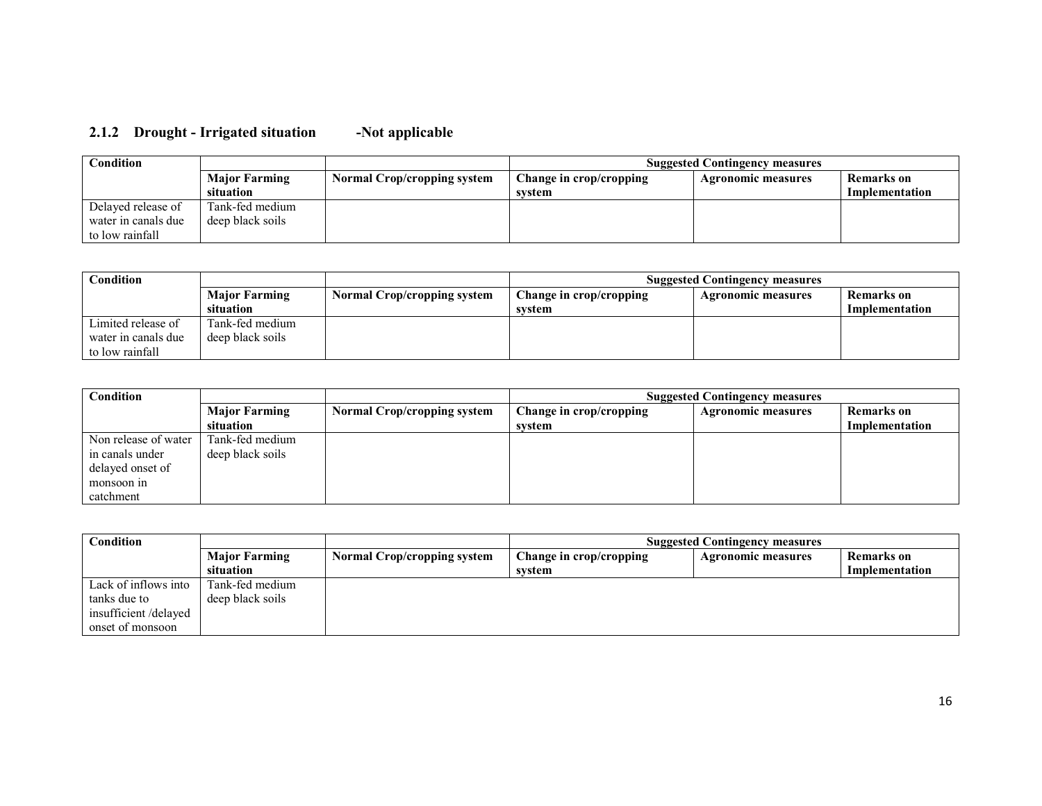### 2.1.2 Drought - Irrigated situation -Not applicable

| Condition | | | Suggested Contingency measures | | |
|---|---|---|---|---|---|
| | Major Farming situation | Normal Crop/cropping system | Change in crop/cropping system | Agronomic measures | Remarks on Implementation |
| Delayed release of water in canals due to low rainfall | Tank-fed medium deep black soils | | | | |

| Condition | | | Suggested Contingency measures | | |
|---|---|---|---|---|---|
| | Major Farming situation | Normal Crop/cropping system | Change in crop/cropping system | Agronomic measures | Remarks on Implementation |
| Limited release of water in canals due to low rainfall | Tank-fed medium deep black soils | | | | |

| Condition | | | Suggested Contingency measures | | |
|---|---|---|---|---|---|
| | Major Farming situation | Normal Crop/cropping system | Change in crop/cropping system | Agronomic measures | Remarks on Implementation |
| Non release of water in canals under delayed onset of monsoon in catchment | Tank-fed medium deep black soils | | | | |

| Condition | | | Suggested Contingency measures | | |
|---|---|---|---|---|---|
| | Major Farming situation | Normal Crop/cropping system | Change in crop/cropping system | Agronomic measures | Remarks on Implementation |
| Lack of inflows into tanks due to insufficient /delayed onset of monsoon | Tank-fed medium deep black soils | | | | |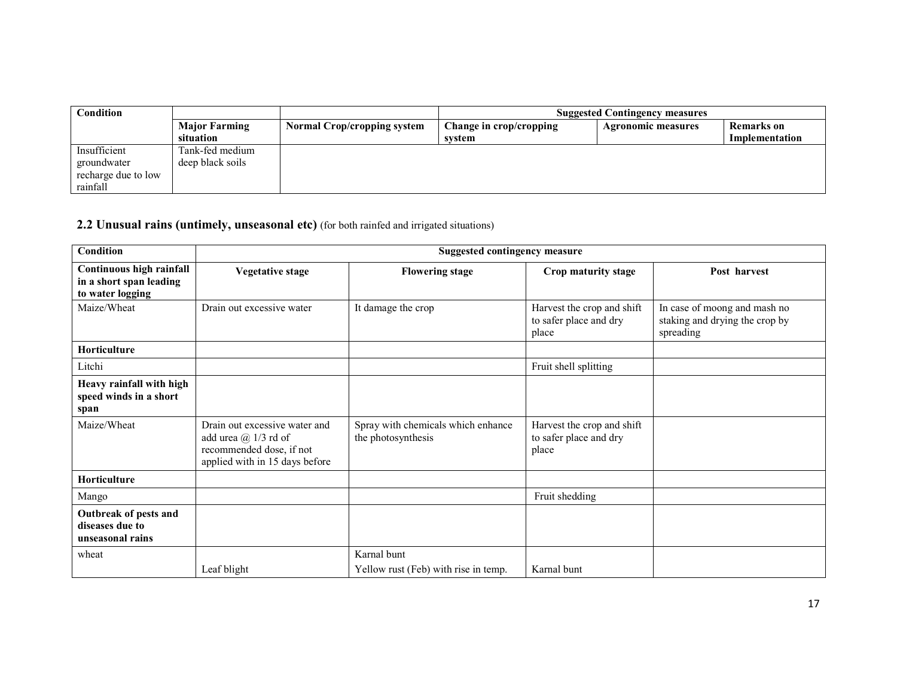| Condition | | | Suggested Contingency measures | | |
|---|---|---|---|---|---|
| | Major Farming situation | Normal Crop/cropping system | Change in crop/cropping system | Agronomic measures | Remarks on Implementation |
| Insufficient groundwater recharge due to low rainfall | Tank-fed medium deep black soils | | | | |

## 2.2 Unusual rains (untimely, unseasonal etc) (for both rainfed and irrigated situations)

| Condition | Suggested contingency measure | | | |
|---|---|---|---|---|
| **Continuous high rainfall in a short span leading to water logging** | **Vegetative stage** | **Flowering stage** | **Crop maturity stage** | **Post harvest** |
| Maize/Wheat | Drain out excessive water | It damage the crop | Harvest the crop and shift to safer place and dry place | In case of moong and mash no staking and drying the crop by spreading |
| **Horticulture** | | | | |
| Litchi | | | Fruit shell splitting | |
| **Heavy rainfall with high speed winds in a short span** | | | | |
| Maize/Wheat | Drain out excessive water and add urea @ 1/3 rd of recommended dose, if not applied with in 15 days before | Spray with chemicals which enhance the photosynthesis | Harvest the crop and shift to safer place and dry place | |
| **Horticulture** | | | | |
| Mango | | | Fruit shedding | |
| **Outbreak of pests and diseases due to unseasonal rains** | | | | |
| wheat | Leaf blight | Karnal bunt<br>Yellow rust (Feb) with rise in temp. | Karnal bunt | |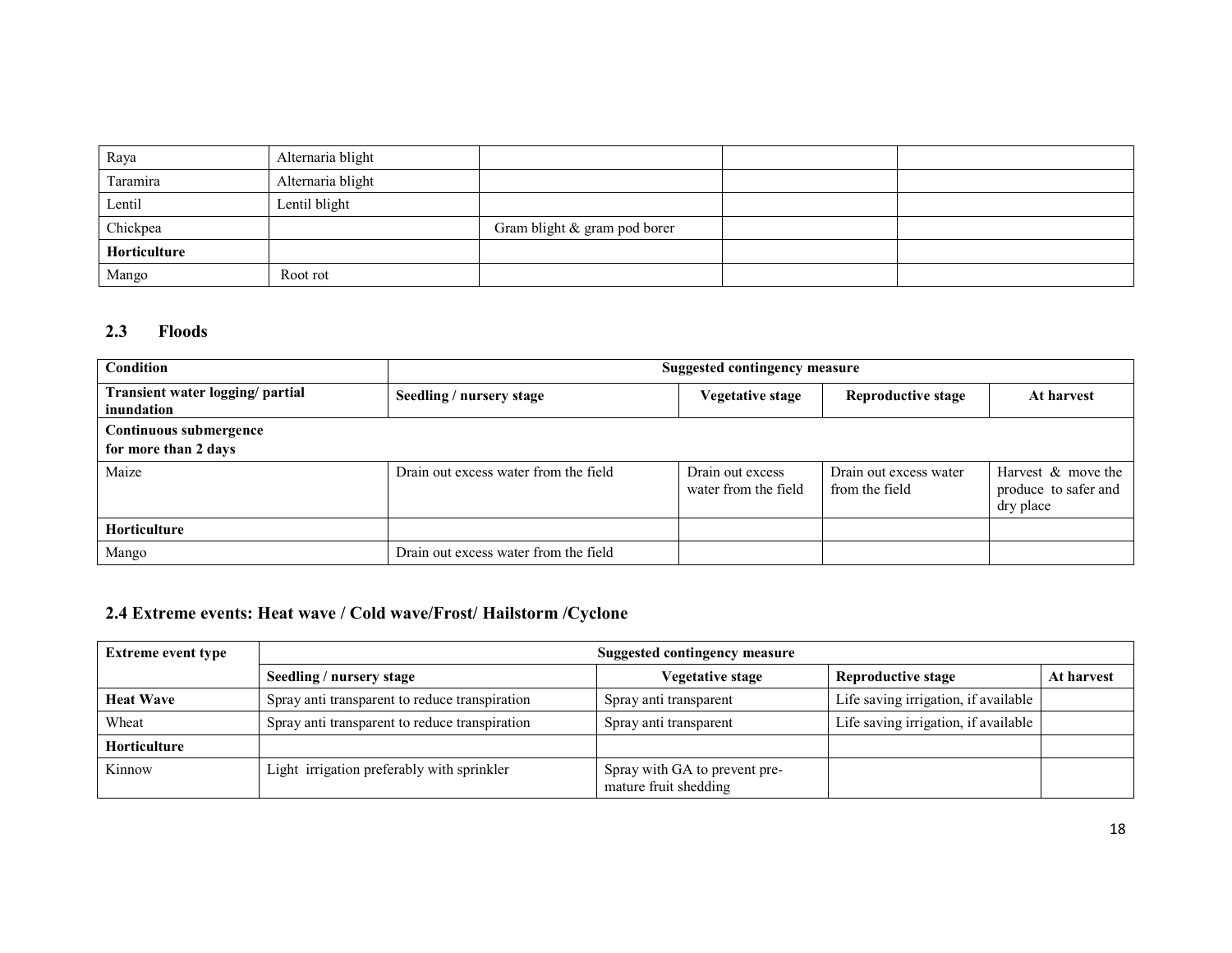| Raya | Alternaria blight | | | |
|---|---|---|---|---|
| Taramira | Alternaria blight | | | |
| Lentil | Lentil blight | | | |
| Chickpea | | Gram blight & gram pod borer | | |
| **Horticulture** | | | | |
| Mango | Root rot | | | |

## 2.3 Floods

| **Condition** | **Suggested contingency measure** | | | |
|---|---|---|---|---|
| **Transient water logging/ partial inundation** | **Seedling / nursery stage** | **Vegetative stage** | **Reproductive stage** | **At harvest** |
| **Continuous submergence for more than 2 days** | | | | |
| Maize | Drain out excess water from the field | Drain out excess water from the field | Drain out excess water from the field | Harvest & move the produce to safer and dry place |
| **Horticulture** | | | | |
| Mango | Drain out excess water from the field | | | |

## 2.4 Extreme events: Heat wave / Cold wave/Frost/ Hailstorm /Cyclone

| **Extreme event type** | **Suggested contingency measure** | | | |
|---|---|---|---|---|
| | **Seedling / nursery stage** | **Vegetative stage** | **Reproductive stage** | **At harvest** |
| **Heat Wave** | Spray anti transparent to reduce transpiration | Spray anti transparent | Life saving irrigation, if available | |
| Wheat | Spray anti transparent to reduce transpiration | Spray anti transparent | Life saving irrigation, if available | |
| **Horticulture** | | | | |
| Kinnow | Light irrigation preferably with sprinkler | Spray with GA to prevent pre-mature fruit shedding | | |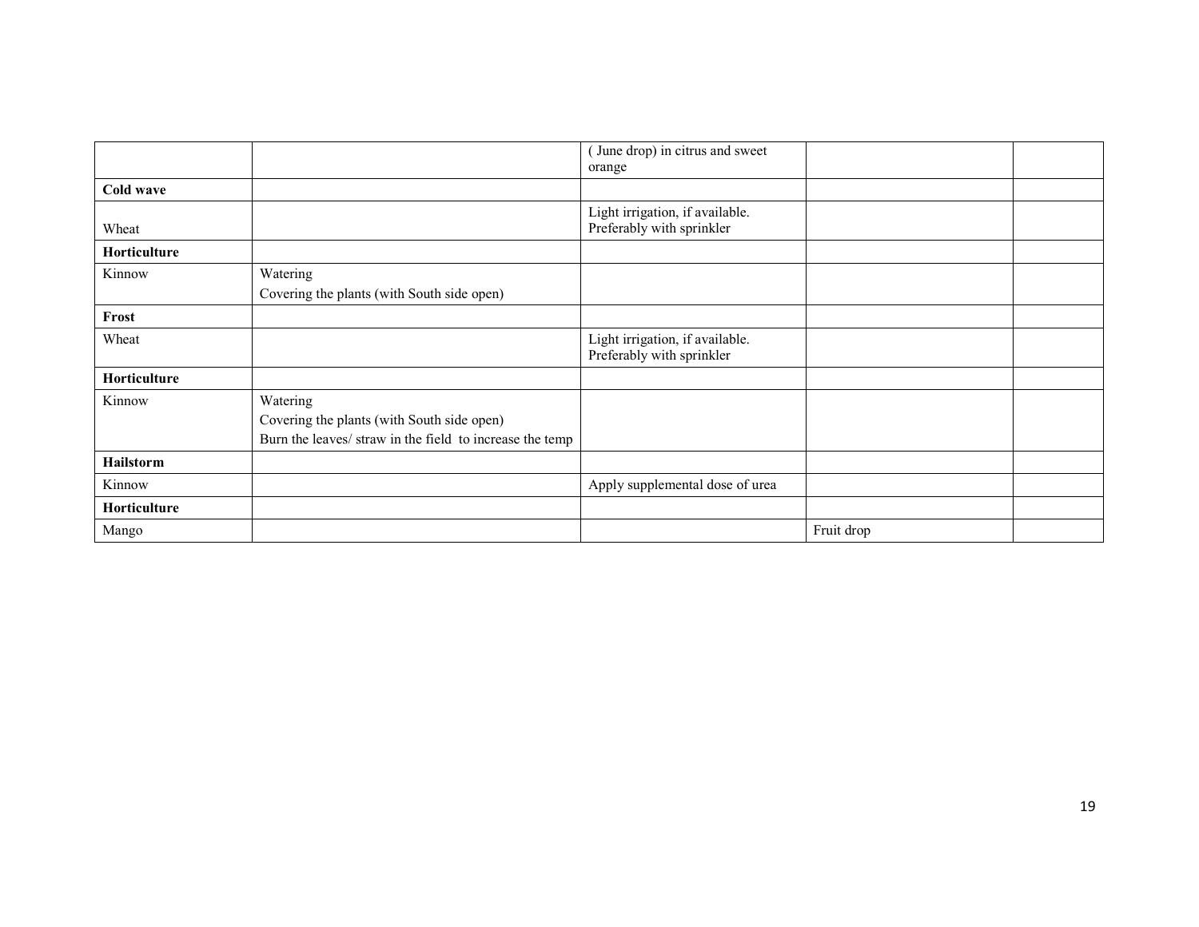| | | | | |
|---|---|---|---|---|
| | | ( June drop) in citrus and sweet orange | | |
| **Cold wave** | | | | |
| Wheat | | Light irrigation, if available. Preferably with sprinkler | | |
| **Horticulture** | | | | |
| Kinnow | Watering<br>Covering the plants (with South side open) | | | |
| **Frost** | | | | |
| Wheat | | Light irrigation, if available. Preferably with sprinkler | | |
| **Horticulture** | | | | |
| Kinnow | Watering<br>Covering the plants (with South side open)<br>Burn the leaves/ straw in the field to increase the temp | | | |
| **Hailstorm** | | | | |
| Kinnow | | Apply supplemental dose of urea | | |
| **Horticulture** | | | | |
| Mango | | | Fruit drop | |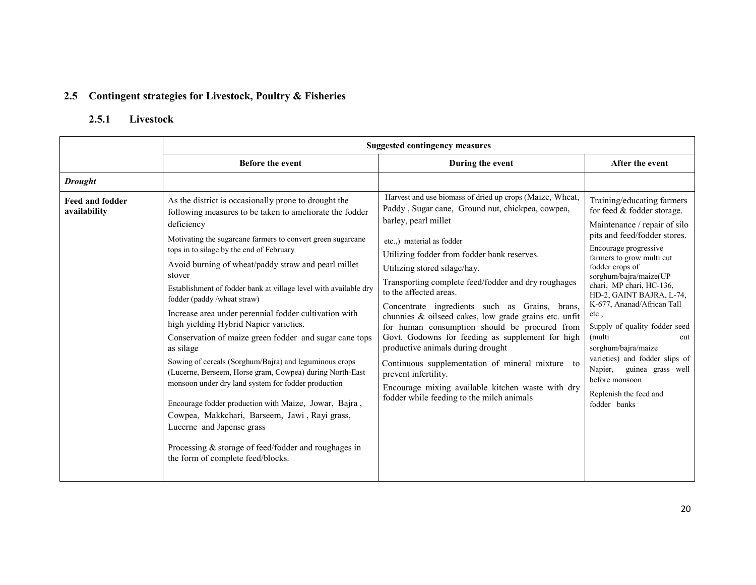## 2.5 Contingent strategies for Livestock, Poultry & Fisheries

### 2.5.1 Livestock

| | Suggested contingency measures | | |
|---|---|---|---|
| | **Before the event** | **During the event** | **After the event** |
| ***Drought*** | | | |
| **Feed and fodder availability** | As the district is occasionally prone to drought the following measures to be taken to ameliorate the fodder deficiency<br>Motivating the sugarcane farmers to convert green sugarcane tops in to silage by the end of February<br>Avoid burning of wheat/paddy straw and pearl millet stover<br>Establishment of fodder bank at village level with available dry fodder (paddy /wheat straw)<br>Increase area under perennial fodder cultivation with high yielding Hybrid Napier varieties.<br>Conservation of maize green fodder and sugar cane tops as silage<br>Sowing of cereals (Sorghum/Bajra) and leguminous crops (Lucerne, Berseem, Horse gram, Cowpea) during North-East monsoon under dry land system for fodder production<br>Encourage fodder production with Maize, Jowar, Bajra , Cowpea, Makkchari, Barseem, Jawi , Rayi grass, Lucerne and Japense grass<br>Processing & storage of feed/fodder and roughages in the form of complete feed/blocks. | Harvest and use biomass of dried up crops (Maize, Wheat, Paddy , Sugar cane, Ground nut, chickpea, cowpea, barley, pearl millet etc.,) material as fodder<br>Utilizing fodder from fodder bank reserves.<br>Utilizing stored silage/hay.<br>Transporting complete feed/fodder and dry roughages to the affected areas.<br>Concentrate ingredients such as Grains, brans, chunnies & oilseed cakes, low grade grains etc. unfit for human consumption should be procured from Govt. Godowns for feeding as supplement for high productive animals during drought<br>Continuous supplementation of mineral mixture to prevent infertility.<br>Encourage mixing available kitchen waste with dry fodder while feeding to the milch animals | Training/educating farmers for feed & fodder storage.<br>Maintenance / repair of silo pits and feed/fodder stores.<br>Encourage progressive farmers to grow multi cut fodder crops of sorghum/bajra/maize(UP chari, MP chari, HC-136, HD-2, GAINT BAJRA, L-74, K-677, Ananad/African Tall etc.,<br>Supply of quality fodder seed (multi cut sorghum/bajra/maize varieties) and fodder slips of Napier, guinea grass well before monsoon<br>Replenish the feed and fodder banks |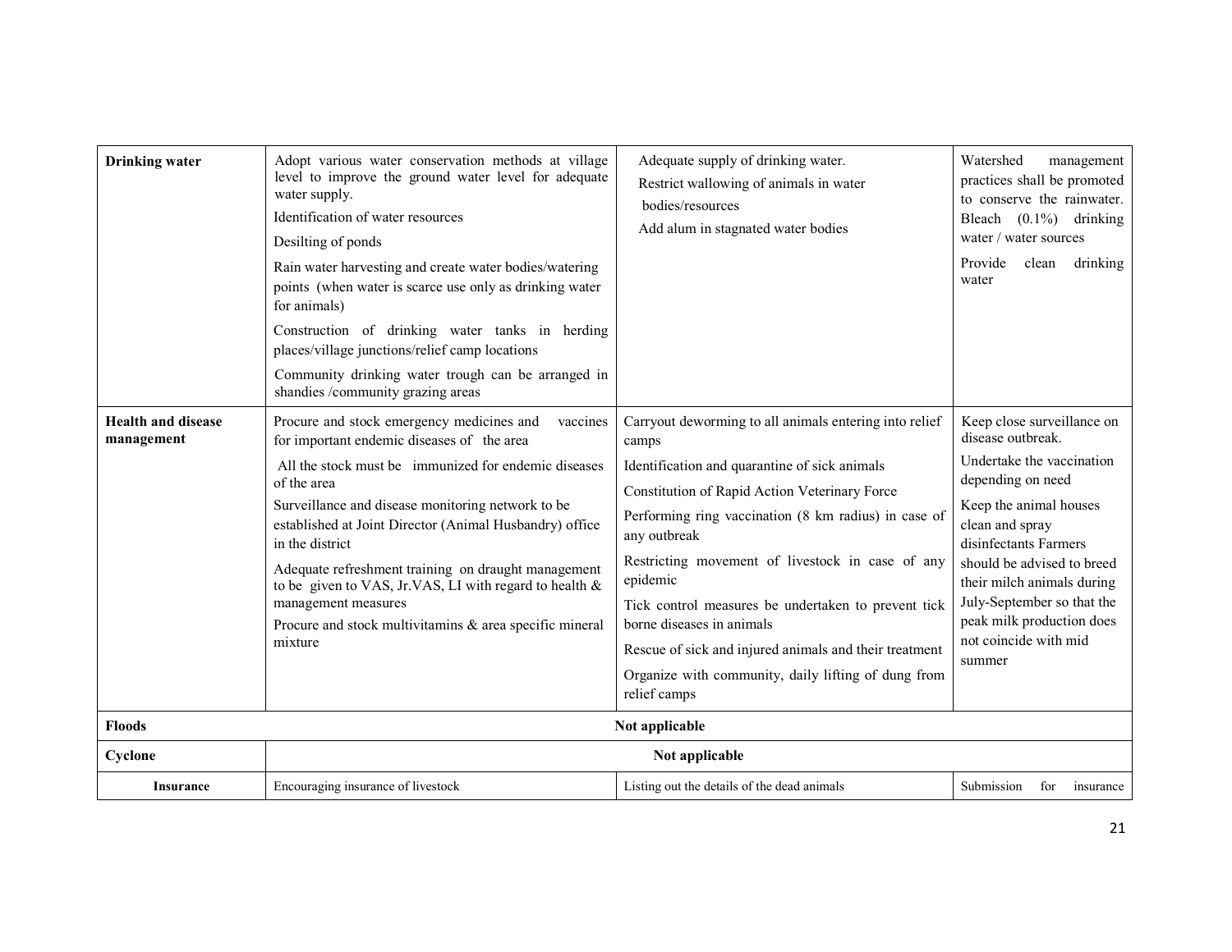| **Drinking water** | Adopt various water conservation methods at village level to improve the ground water level for adequate water supply.<br>Identification of water resources<br>Desilting of ponds<br>Rain water harvesting and create water bodies/watering points (when water is scarce use only as drinking water for animals)<br>Construction of drinking water tanks in herding places/village junctions/relief camp locations<br>Community drinking water trough can be arranged in shandies /community grazing areas | Adequate supply of drinking water.<br>Restrict wallowing of animals in water bodies/resources<br>Add alum in stagnated water bodies | Watershed management practices shall be promoted to conserve the rainwater. Bleach (0.1%) drinking water / water sources<br>Provide clean drinking water |
|---|---|---|---|
| **Health and disease management** | Procure and stock emergency medicines and vaccines for important endemic diseases of the area<br>All the stock must be immunized for endemic diseases of the area<br>Surveillance and disease monitoring network to be established at Joint Director (Animal Husbandry) office in the district<br>Adequate refreshment training on draught management to be given to VAS, Jr.VAS, LI with regard to health & management measures<br>Procure and stock multivitamins & area specific mineral mixture | Carryout deworming to all animals entering into relief camps<br>Identification and quarantine of sick animals<br>Constitution of Rapid Action Veterinary Force<br>Performing ring vaccination (8 km radius) in case of any outbreak<br>Restricting movement of livestock in case of any epidemic<br>Tick control measures be undertaken to prevent tick borne diseases in animals<br>Rescue of sick and injured animals and their treatment<br>Organize with community, daily lifting of dung from relief camps | Keep close surveillance on disease outbreak.<br>Undertake the vaccination depending on need<br>Keep the animal houses clean and spray disinfectants Farmers should be advised to breed their milch animals during July-September so that the peak milk production does not coincide with mid summer |
| **Floods** | **Not applicable** | | |
| **Cyclone** | **Not applicable** | | |
| **Insurance** | Encouraging insurance of livestock | Listing out the details of the dead animals | Submission for insurance |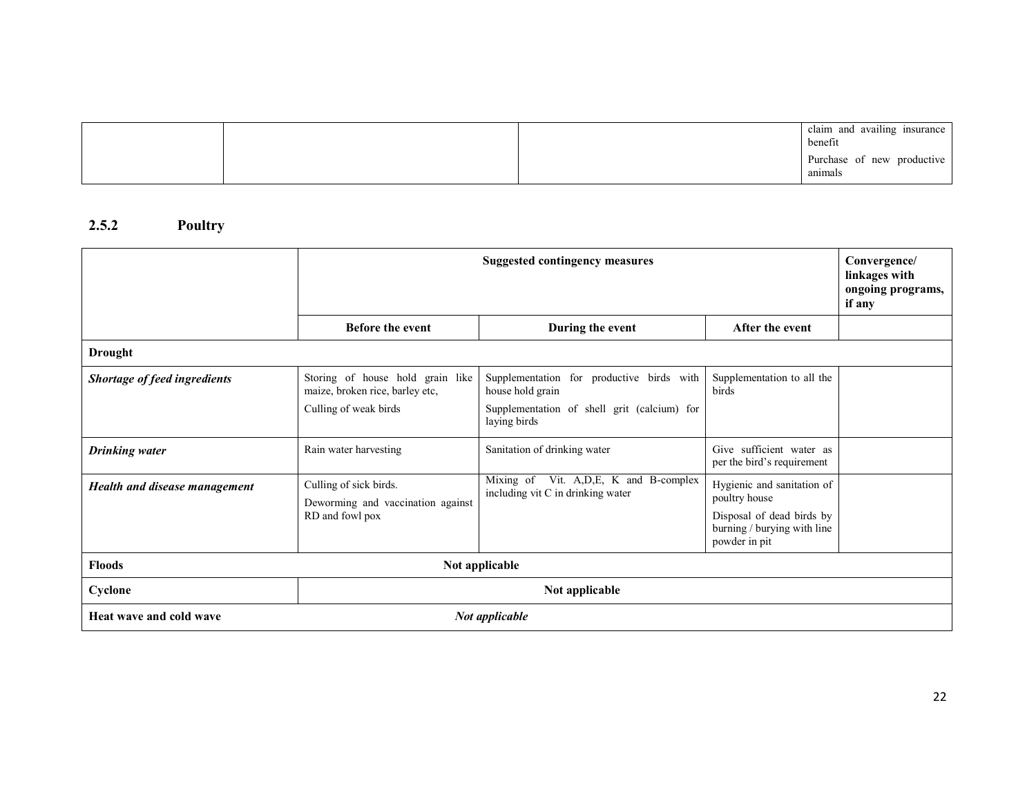| | | | claim and availing insurance benefit<br>Purchase of new productive animals |
|---|---|---|---|

### 2.5.2 Poultry

| | Suggested contingency measures | | | Convergence/ linkages with ongoing programs, if any |
|---|---|---|---|---|
| | **Before the event** | **During the event** | **After the event** | |
| **Drought** | | | | |
| ***Shortage of feed ingredients*** | Storing of house hold grain like maize, broken rice, barley etc,<br>Culling of weak birds | Supplementation for productive birds with house hold grain<br>Supplementation of shell grit (calcium) for laying birds | Supplementation to all the birds | |
| ***Drinking water*** | Rain water harvesting | Sanitation of drinking water | Give sufficient water as per the bird's requirement | |
| ***Health and disease management*** | Culling of sick birds.<br>Deworming and vaccination against RD and fowl pox | Mixing of Vit. A,D,E, K and B-complex including vit C in drinking water | Hygienic and sanitation of poultry house<br>Disposal of dead birds by burning / burying with line powder in pit | |
| **Floods** | **Not applicable** | | | |
| **Cyclone** | **Not applicable** | | | |
| **Heat wave and cold wave** | ***Not applicable*** | | | |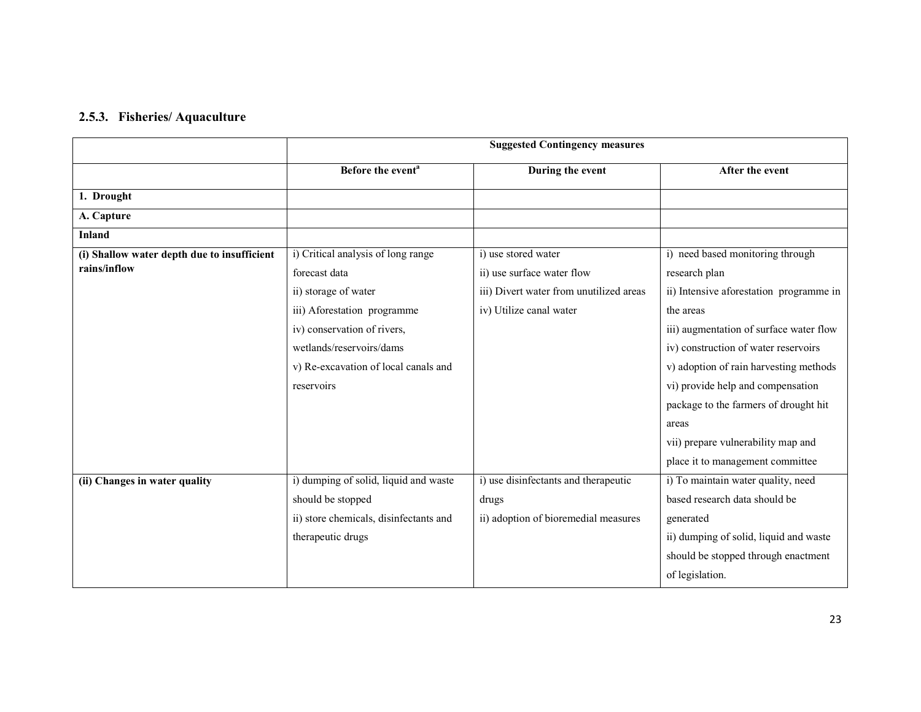### 2.5.3. Fisheries/ Aquaculture

| | Suggested Contingency measures | | |
|---|---|---|---|
| | **Before the event**[a] | **During the event** | **After the event** |
| **1. Drought** | | | |
| **A. Capture** | | | |
| **Inland** | | | |
| **(i) Shallow water depth due to insufficient rains/inflow** | i) Critical analysis of long range forecast data<br>ii) storage of water<br>iii) Aforestation programme<br>iv) conservation of rivers, wetlands/reservoirs/dams<br>v) Re-excavation of local canals and reservoirs | i) use stored water<br>ii) use surface water flow<br>iii) Divert water from unutilized areas<br>iv) Utilize canal water | i) need based monitoring through research plan<br>ii) Intensive aforestation programme in the areas<br>iii) augmentation of surface water flow<br>iv) construction of water reservoirs<br>v) adoption of rain harvesting methods<br>vi) provide help and compensation package to the farmers of drought hit areas<br>vii) prepare vulnerability map and place it to management committee |
| **(ii) Changes in water quality** | i) dumping of solid, liquid and waste should be stopped<br>ii) store chemicals, disinfectants and therapeutic drugs | i) use disinfectants and therapeutic drugs<br>ii) adoption of bioremedial measures | i) To maintain water quality, need based research data should be generated<br>ii) dumping of solid, liquid and waste should be stopped through enactment of legislation. |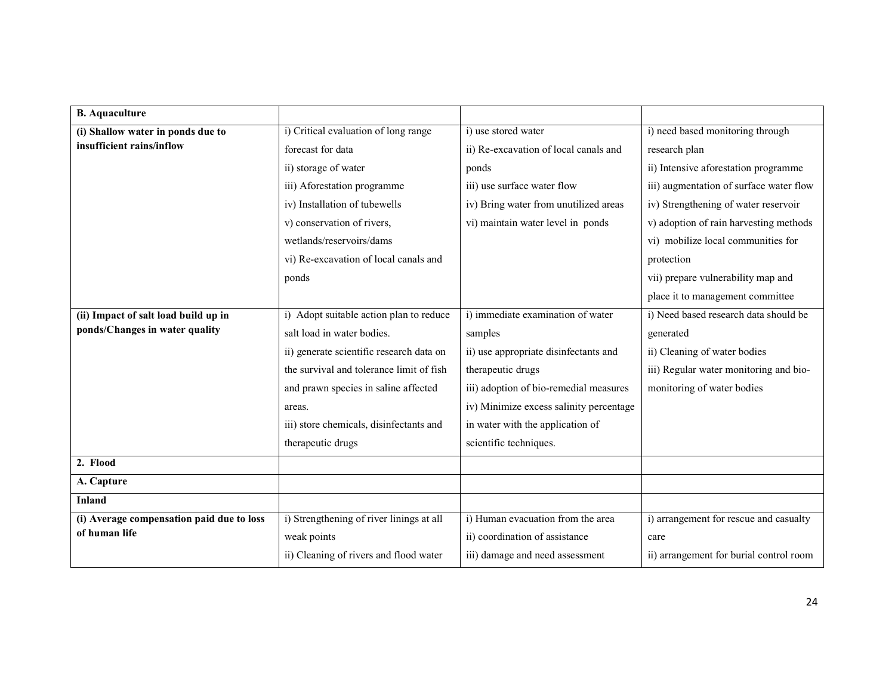| B. Aquaculture | | | |
|---|---|---|---|
| **(i) Shallow water in ponds due to insufficient rains/inflow** | i) Critical evaluation of long range forecast for data<br>ii) storage of water<br>iii) Aforestation programme<br>iv) Installation of tubewells<br>v) conservation of rivers, wetlands/reservoirs/dams<br>vi) Re-excavation of local canals and ponds | i) use stored water<br>ii) Re-excavation of local canals and ponds<br>iii) use surface water flow<br>iv) Bring water from unutilized areas<br>vi) maintain water level in ponds | i) need based monitoring through research plan<br>ii) Intensive aforestation programme<br>iii) augmentation of surface water flow<br>iv) Strengthening of water reservoir<br>v) adoption of rain harvesting methods<br>vi) mobilize local communities for protection<br>vii) prepare vulnerability map and place it to management committee |
| **(ii) Impact of salt load build up in ponds/Changes in water quality** | i) Adopt suitable action plan to reduce salt load in water bodies.<br>ii) generate scientific research data on the survival and tolerance limit of fish and prawn species in saline affected areas.<br>iii) store chemicals, disinfectants and therapeutic drugs | i) immediate examination of water samples<br>ii) use appropriate disinfectants and therapeutic drugs<br>iii) adoption of bio-remedial measures<br>iv) Minimize excess salinity percentage in water with the application of scientific techniques. | i) Need based research data should be generated<br>ii) Cleaning of water bodies<br>iii) Regular water monitoring and bio-monitoring of water bodies |
| **2. Flood** | | | |
| **A. Capture** | | | |
| **Inland** | | | |
| **(i) Average compensation paid due to loss of human life** | i) Strengthening of river linings at all weak points<br>ii) Cleaning of rivers and flood water | i) Human evacuation from the area<br>ii) coordination of assistance<br>iii) damage and need assessment | i) arrangement for rescue and casualty care<br>ii) arrangement for burial control room |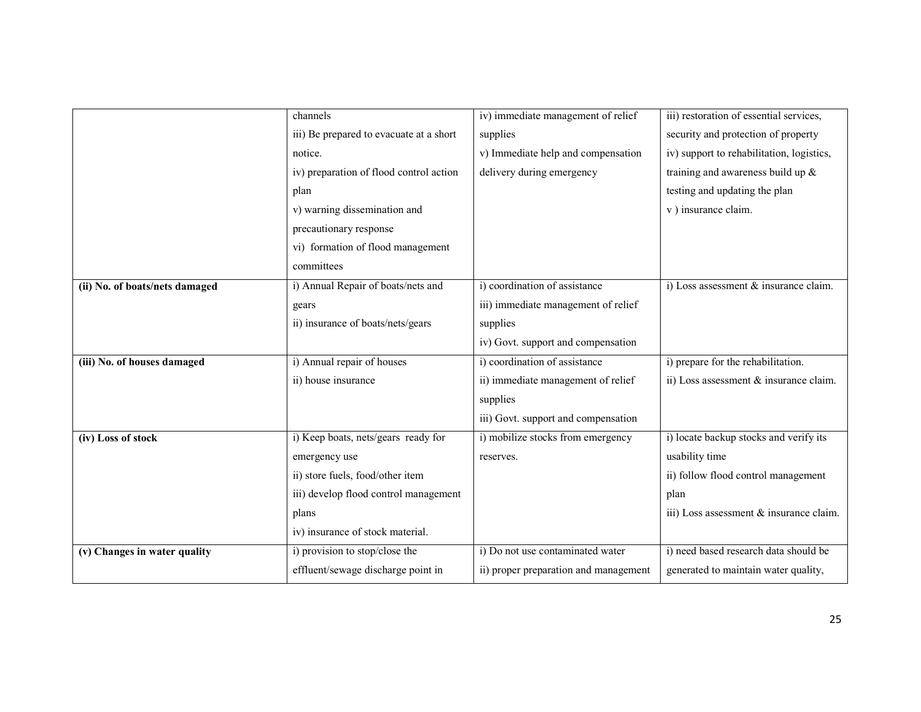| | | | |
|---|---|---|---|
| | channels<br>iii) Be prepared to evacuate at a short notice.<br>iv) preparation of flood control action plan<br>v) warning dissemination and precautionary response<br>vi) formation of flood management committees | iv) immediate management of relief supplies<br>v) Immediate help and compensation delivery during emergency | iii) restoration of essential services, security and protection of property<br>iv) support to rehabilitation, logistics, training and awareness build up & testing and updating the plan<br>v ) insurance claim. |
| **(ii) No. of boats/nets damaged** | i) Annual Repair of boats/nets and gears<br>ii) insurance of boats/nets/gears | i) coordination of assistance<br>iii) immediate management of relief supplies<br>iv) Govt. support and compensation | i) Loss assessment & insurance claim. |
| **(iii) No. of houses damaged** | i) Annual repair of houses<br>ii) house insurance | i) coordination of assistance<br>ii) immediate management of relief supplies<br>iii) Govt. support and compensation | i) prepare for the rehabilitation.<br>ii) Loss assessment & insurance claim. |
| **(iv) Loss of stock** | i) Keep boats, nets/gears ready for emergency use<br>ii) store fuels, food/other item<br>iii) develop flood control management plans<br>iv) insurance of stock material. | i) mobilize stocks from emergency reserves. | i) locate backup stocks and verify its usability time<br>ii) follow flood control management plan<br>iii) Loss assessment & insurance claim. |
| **(v) Changes in water quality** | i) provision to stop/close the effluent/sewage discharge point in | i) Do not use contaminated water<br>ii) proper preparation and management | i) need based research data should be generated to maintain water quality, |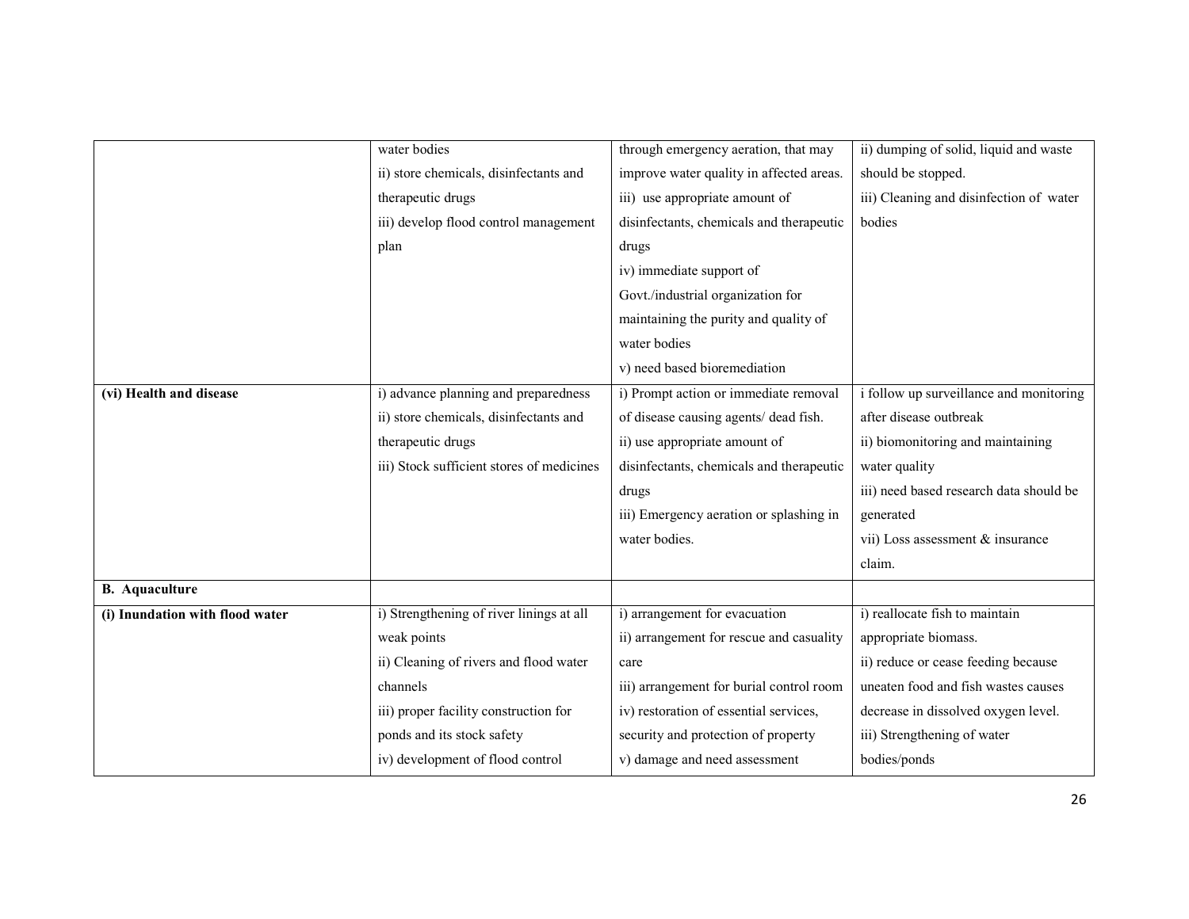| | | | |
|---|---|---|---|
| | water bodies<br>ii) store chemicals, disinfectants and therapeutic drugs<br>iii) develop flood control management plan | through emergency aeration, that may improve water quality in affected areas.<br>iii) use appropriate amount of disinfectants, chemicals and therapeutic drugs<br>iv) immediate support of Govt./industrial organization for maintaining the purity and quality of water bodies<br>v) need based bioremediation | ii) dumping of solid, liquid and waste should be stopped.<br>iii) Cleaning and disinfection of water bodies |
| **(vi) Health and disease** | i) advance planning and preparedness<br>ii) store chemicals, disinfectants and therapeutic drugs<br>iii) Stock sufficient stores of medicines | i) Prompt action or immediate removal of disease causing agents/ dead fish.<br>ii) use appropriate amount of disinfectants, chemicals and therapeutic drugs<br>iii) Emergency aeration or splashing in water bodies. | i follow up surveillance and monitoring after disease outbreak<br>ii) biomonitoring and maintaining water quality<br>iii) need based research data should be generated<br>vii) Loss assessment & insurance claim. |
| **B. Aquaculture** | | | |
| **(i) Inundation with flood water** | i) Strengthening of river linings at all weak points<br>ii) Cleaning of rivers and flood water channels<br>iii) proper facility construction for ponds and its stock safety<br>iv) development of flood control | i) arrangement for evacuation<br>ii) arrangement for rescue and casuality care<br>iii) arrangement for burial control room<br>iv) restoration of essential services, security and protection of property<br>v) damage and need assessment | i) reallocate fish to maintain appropriate biomass.<br>ii) reduce or cease feeding because uneaten food and fish wastes causes decrease in dissolved oxygen level.<br>iii) Strengthening of water bodies/ponds |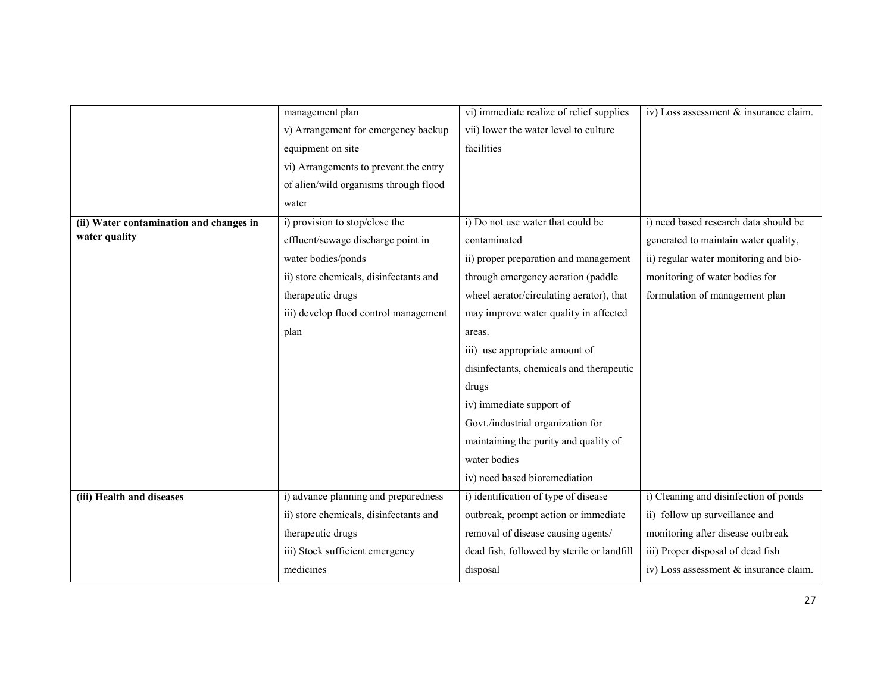| | | | |
|---|---|---|---|
| | management plan<br>v) Arrangement for emergency backup equipment on site<br>vi) Arrangements to prevent the entry of alien/wild organisms through flood water | vi) immediate realize of relief supplies<br>vii) lower the water level to culture facilities | iv) Loss assessment & insurance claim. |
| **(ii) Water contamination and changes in water quality** | i) provision to stop/close the effluent/sewage discharge point in water bodies/ponds<br>ii) store chemicals, disinfectants and therapeutic drugs<br>iii) develop flood control management plan | i) Do not use water that could be contaminated<br>ii) proper preparation and management through emergency aeration (paddle wheel aerator/circulating aerator), that may improve water quality in affected areas.<br>iii) use appropriate amount of disinfectants, chemicals and therapeutic drugs<br>iv) immediate support of Govt./industrial organization for maintaining the purity and quality of water bodies<br>iv) need based bioremediation | i) need based research data should be generated to maintain water quality,<br>ii) regular water monitoring and bio-monitoring of water bodies for formulation of management plan |
| **(iii) Health and diseases** | i) advance planning and preparedness<br>ii) store chemicals, disinfectants and therapeutic drugs<br>iii) Stock sufficient emergency medicines | i) identification of type of disease outbreak, prompt action or immediate removal of disease causing agents/ dead fish, followed by sterile or landfill disposal | i) Cleaning and disinfection of ponds<br>ii) follow up surveillance and monitoring after disease outbreak<br>iii) Proper disposal of dead fish<br>iv) Loss assessment & insurance claim. |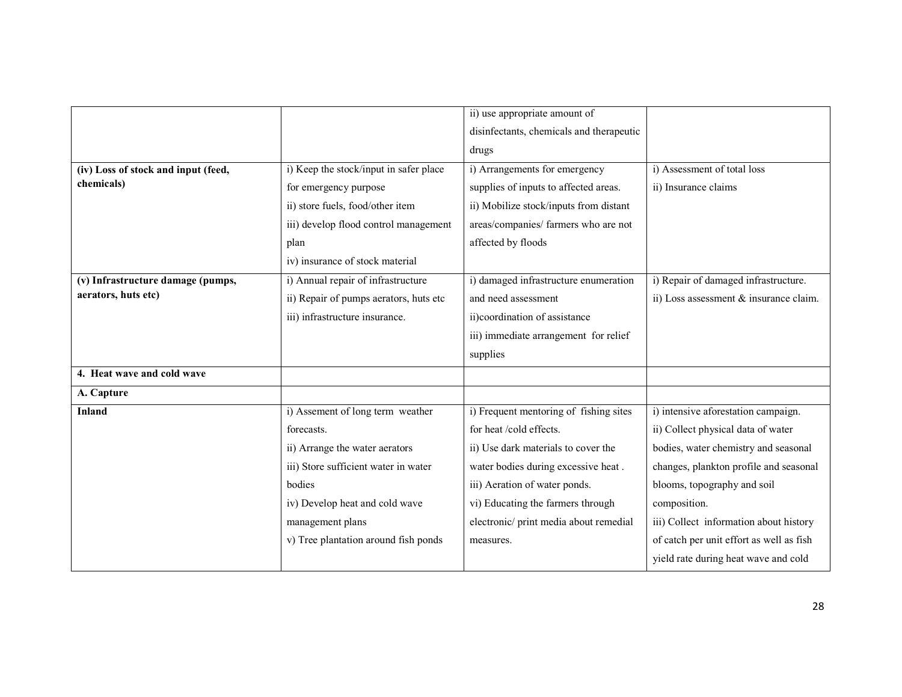| | | | |
|---|---|---|---|
| | | ii) use appropriate amount of disinfectants, chemicals and therapeutic drugs | |
| **(iv) Loss of stock and input (feed, chemicals)** | i) Keep the stock/input in safer place for emergency purpose<br>ii) store fuels, food/other item<br>iii) develop flood control management plan<br>iv) insurance of stock material | i) Arrangements for emergency supplies of inputs to affected areas.<br>ii) Mobilize stock/inputs from distant areas/companies/ farmers who are not affected by floods | i) Assessment of total loss<br>ii) Insurance claims |
| **(v) Infrastructure damage (pumps, aerators, huts etc)** | i) Annual repair of infrastructure<br>ii) Repair of pumps aerators, huts etc<br>iii) infrastructure insurance. | i) damaged infrastructure enumeration and need assessment<br>ii)coordination of assistance<br>iii) immediate arrangement for relief supplies | i) Repair of damaged infrastructure.<br>ii) Loss assessment & insurance claim. |
| **4. Heat wave and cold wave** | | | |
| **A. Capture** | | | |
| **Inland** | i) Assement of long term weather forecasts.<br>ii) Arrange the water aerators<br>iii) Store sufficient water in water bodies<br>iv) Develop heat and cold wave management plans<br>v) Tree plantation around fish ponds | i) Frequent mentoring of fishing sites for heat /cold effects.<br>ii) Use dark materials to cover the water bodies during excessive heat .<br>iii) Aeration of water ponds.<br>vi) Educating the farmers through electronic/ print media about remedial measures. | i) intensive aforestation campaign.<br>ii) Collect physical data of water bodies, water chemistry and seasonal changes, plankton profile and seasonal blooms, topography and soil composition.<br>iii) Collect information about history of catch per unit effort as well as fish yield rate during heat wave and cold |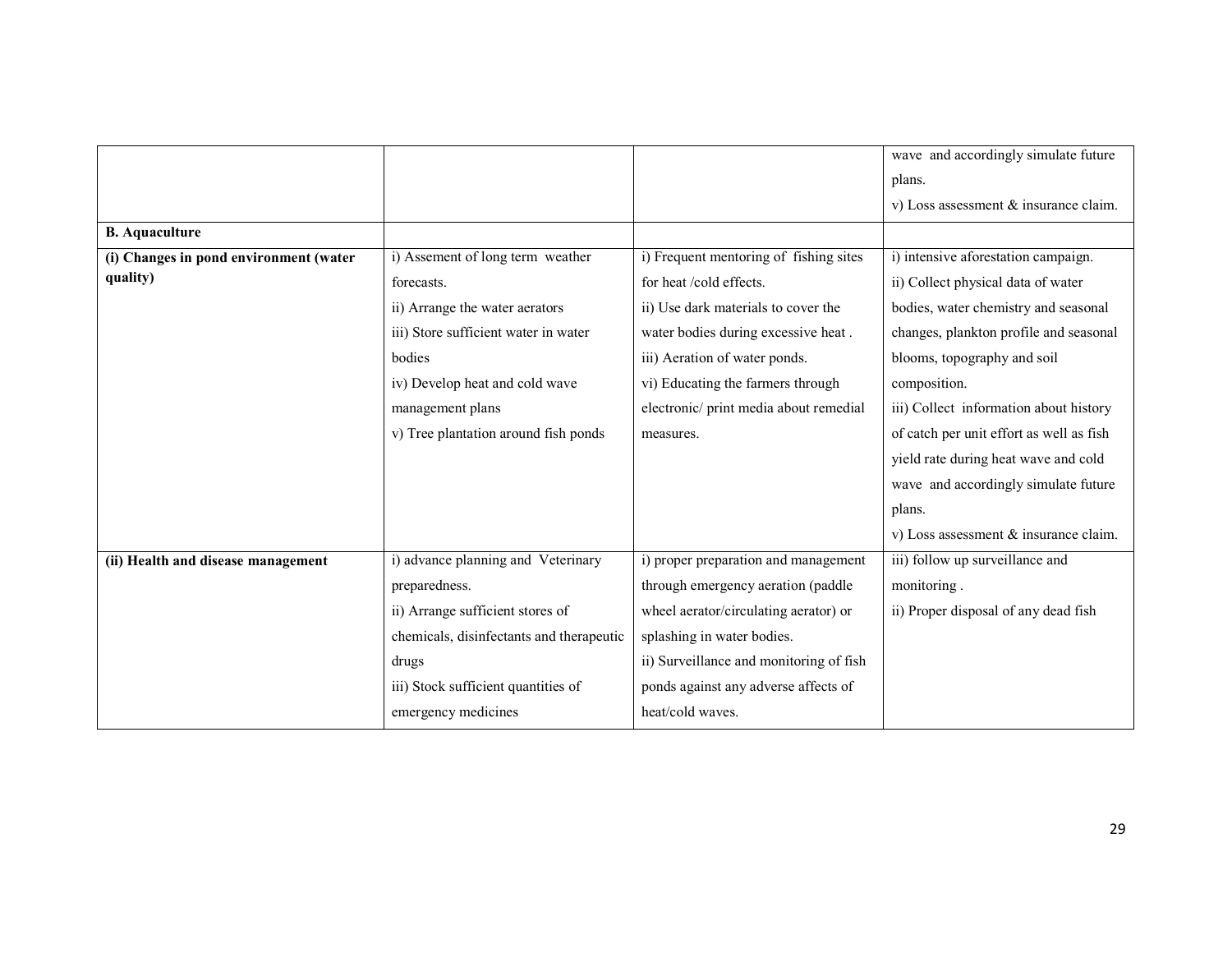| | | | |
|---|---|---|---|
| | | | wave and accordingly simulate future plans.<br>v) Loss assessment & insurance claim. |
| **B. Aquaculture** | | | |
| **(i) Changes in pond environment (water quality)** | i) Assement of long term weather forecasts.<br>ii) Arrange the water aerators<br>iii) Store sufficient water in water bodies<br>iv) Develop heat and cold wave management plans<br>v) Tree plantation around fish ponds | i) Frequent mentoring of fishing sites for heat /cold effects.<br>ii) Use dark materials to cover the water bodies during excessive heat .<br>iii) Aeration of water ponds.<br>vi) Educating the farmers through electronic/ print media about remedial measures. | i) intensive aforestation campaign.<br>ii) Collect physical data of water bodies, water chemistry and seasonal changes, plankton profile and seasonal blooms, topography and soil composition.<br>iii) Collect information about history of catch per unit effort as well as fish yield rate during heat wave and cold wave and accordingly simulate future plans.<br>v) Loss assessment & insurance claim. |
| **(ii) Health and disease management** | i) advance planning and Veterinary preparedness.<br>ii) Arrange sufficient stores of chemicals, disinfectants and therapeutic drugs<br>iii) Stock sufficient quantities of emergency medicines | i) proper preparation and management through emergency aeration (paddle wheel aerator/circulating aerator) or splashing in water bodies.<br>ii) Surveillance and monitoring of fish ponds against any adverse affects of heat/cold waves. | iii) follow up surveillance and monitoring .<br>ii) Proper disposal of any dead fish |